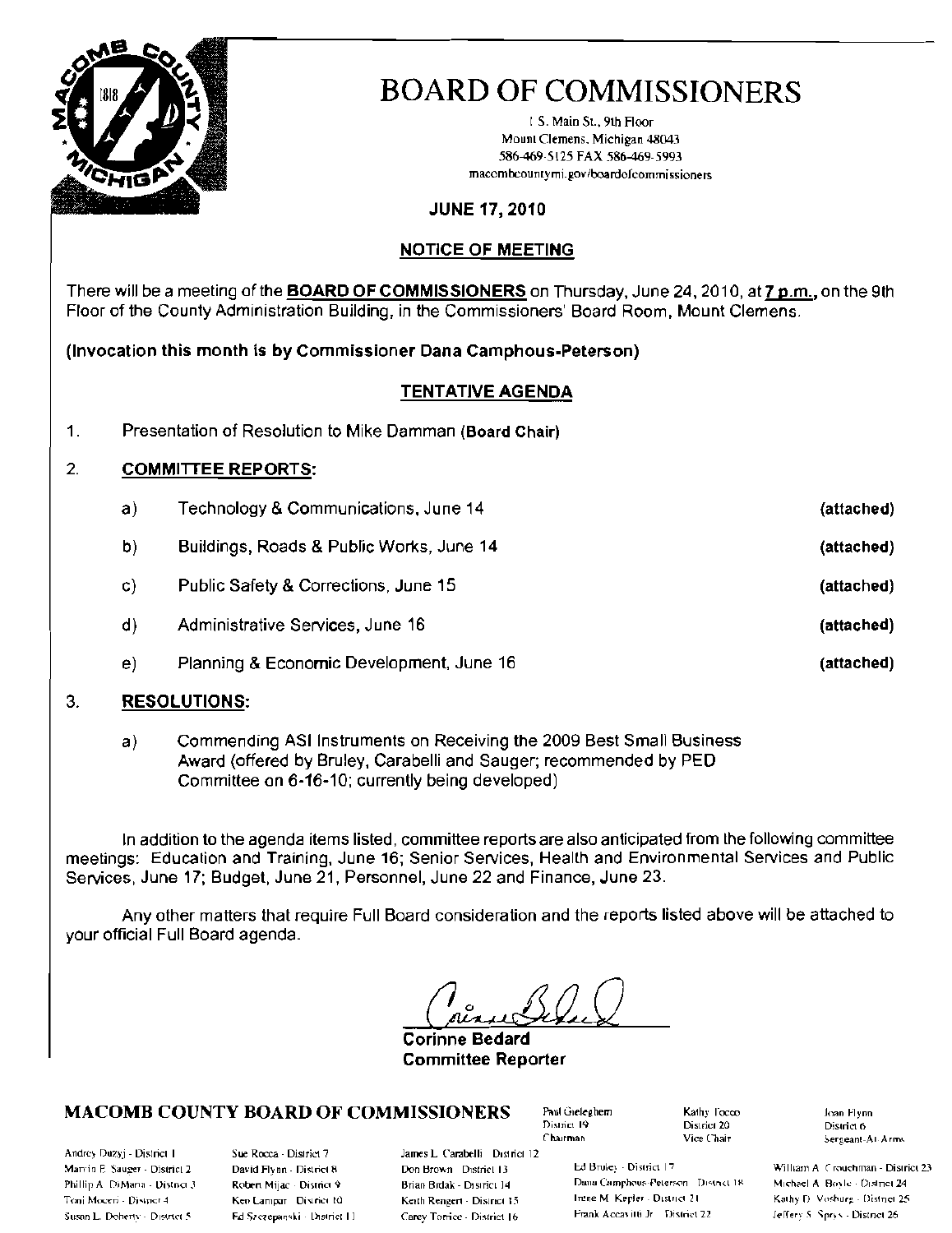# BOARD OF COMMISSIONERS

1 S. Main St., 9th Floor
Mount Clemens, Michigan 48043
586-469-5125 FAX 586-469-5993
macombcountymi.gov/boardofcommissioners

**JUNE 17, 2010**

## NOTICE OF MEETING

There will be a meeting of the **BOARD OF COMMISSIONERS** on Thursday, June 24, 2010, at **7 p.m.**, on the 9th Floor of the County Administration Building, in the Commissioners' Board Room, Mount Clemens.

**(Invocation this month is by Commissioner Dana Camphous-Peterson)**

## TENTATIVE AGENDA

1. Presentation of Resolution to Mike Damman **(Board Chair)**

2. **COMMITTEE REPORTS:**

   a) Technology & Communications, June 14 **(attached)**

   b) Buildings, Roads & Public Works, June 14 **(attached)**

   c) Public Safety & Corrections, June 15 **(attached)**

   d) Administrative Services, June 16 **(attached)**

   e) Planning & Economic Development, June 16 **(attached)**

3. **RESOLUTIONS:**

   a) Commending ASI Instruments on Receiving the 2009 Best Small Business Award (offered by Bruley, Carabelli and Sauger; recommended by PED Committee on 6-16-10; currently being developed)

In addition to the agenda items listed, committee reports are also anticipated from the following committee meetings: Education and Training, June 16; Senior Services, Health and Environmental Services and Public Services, June 17; Budget, June 21, Personnel, June 22 and Finance, June 23.

Any other matters that require Full Board consideration and the reports listed above will be attached to your official Full Board agenda.

**Corinne Bedard**
**Committee Reporter**

**MACOMB COUNTY BOARD OF COMMISSIONERS**

Paul Gieleghem - District 19 - Chairman
Kathy Tocco - District 20 - Vice Chair
Joan Flynn - District 6 - Sergeant-At-Arms

Andrey Duzyj - District 1
Marvin E. Sauger - District 2
Phillip A. DiMaria - District 3
Toni Moceri - District 4
Susan L. Doherty - District 5
Sue Rocca - District 7
David Flynn - District 8
Robert Mijac - District 9
Ken Lampar - District 10
Ed Szczepanski - District 11
James L. Carabelli - District 12
Don Brown - District 13
Brian Brdak - District 14
Keith Rengert - District 15
Carey Torrice - District 16
Ed Bruley - District 17
Dana Camphous-Peterson - District 18
Irene M. Kepler - District 21
Frank Accavitti Jr. - District 22
William A. Crouchman - District 23
Michael A. Boyle - District 24
Kathy D. Vosburg - District 25
Jeffery S. Sprys - District 26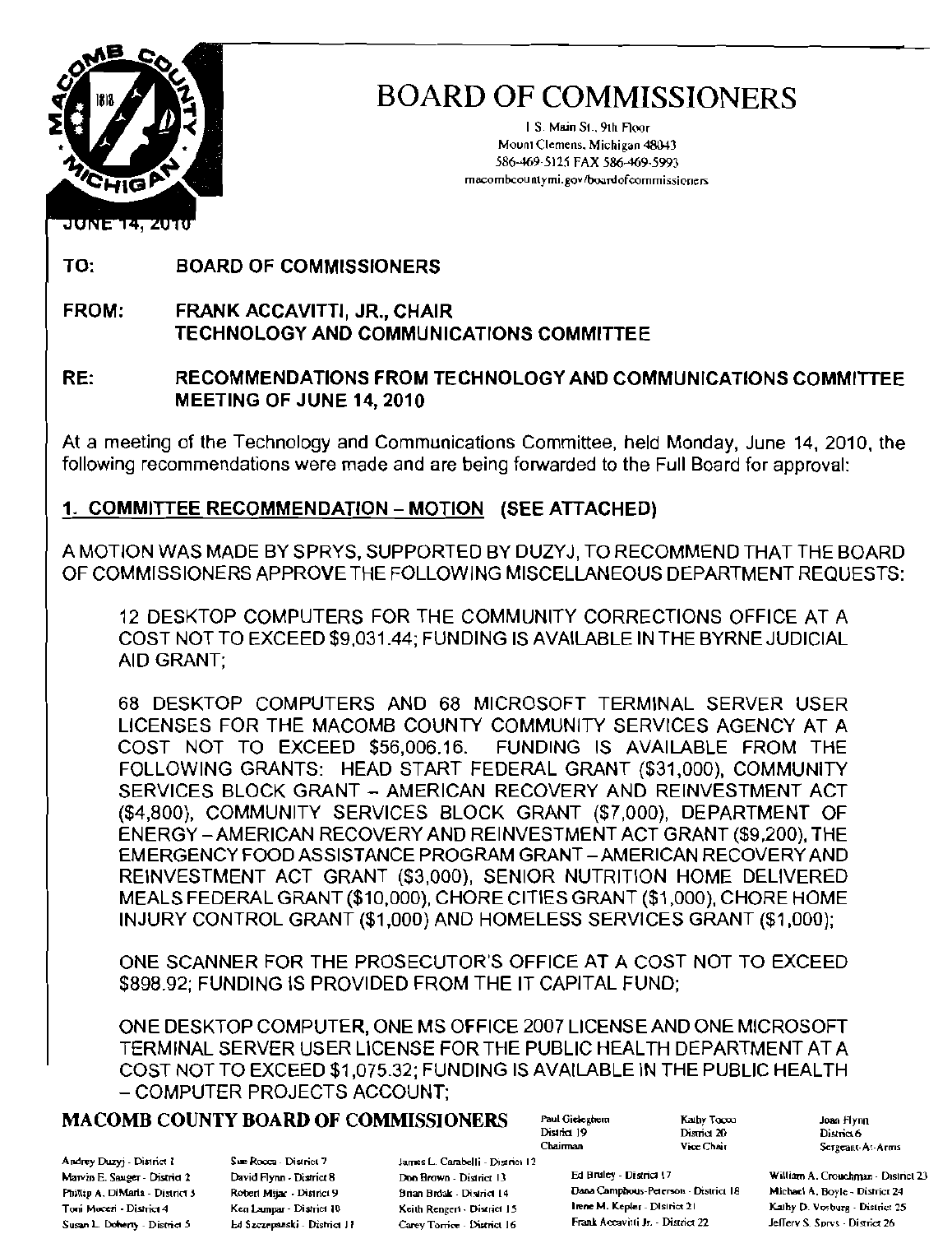# BOARD OF COMMISSIONERS

1 S. Main St., 9th Floor
Mount Clemens, Michigan 48043
586-469-5125 FAX 586-469-5993
macombcountymi.gov/boardofcommissioners

JUNE 14, 2010

**TO:** BOARD OF COMMISSIONERS

**FROM:** FRANK ACCAVITTI, JR., CHAIR
TECHNOLOGY AND COMMUNICATIONS COMMITTEE

**RE:** RECOMMENDATIONS FROM TECHNOLOGY AND COMMUNICATIONS COMMITTEE MEETING OF JUNE 14, 2010

At a meeting of the Technology and Communications Committee, held Monday, June 14, 2010, the following recommendations were made and are being forwarded to the Full Board for approval:

**1. COMMITTEE RECOMMENDATION – MOTION (SEE ATTACHED)**

A MOTION WAS MADE BY SPRYS, SUPPORTED BY DUZYJ, TO RECOMMEND THAT THE BOARD OF COMMISSIONERS APPROVE THE FOLLOWING MISCELLANEOUS DEPARTMENT REQUESTS:

12 DESKTOP COMPUTERS FOR THE COMMUNITY CORRECTIONS OFFICE AT A COST NOT TO EXCEED $9,031.44; FUNDING IS AVAILABLE IN THE BYRNE JUDICIAL AID GRANT;

68 DESKTOP COMPUTERS AND 68 MICROSOFT TERMINAL SERVER USER LICENSES FOR THE MACOMB COUNTY COMMUNITY SERVICES AGENCY AT A COST NOT TO EXCEED $56,006.16. FUNDING IS AVAILABLE FROM THE FOLLOWING GRANTS: HEAD START FEDERAL GRANT ($31,000), COMMUNITY SERVICES BLOCK GRANT – AMERICAN RECOVERY AND REINVESTMENT ACT ($4,800), COMMUNITY SERVICES BLOCK GRANT ($7,000), DEPARTMENT OF ENERGY – AMERICAN RECOVERY AND REINVESTMENT ACT GRANT ($9,200), THE EMERGENCY FOOD ASSISTANCE PROGRAM GRANT – AMERICAN RECOVERY AND REINVESTMENT ACT GRANT ($3,000), SENIOR NUTRITION HOME DELIVERED MEALS FEDERAL GRANT ($10,000), CHORE CITIES GRANT ($1,000), CHORE HOME INJURY CONTROL GRANT ($1,000) AND HOMELESS SERVICES GRANT ($1,000);

ONE SCANNER FOR THE PROSECUTOR'S OFFICE AT A COST NOT TO EXCEED $898.92; FUNDING IS PROVIDED FROM THE IT CAPITAL FUND;

ONE DESKTOP COMPUTER, ONE MS OFFICE 2007 LICENSE AND ONE MICROSOFT TERMINAL SERVER USER LICENSE FOR THE PUBLIC HEALTH DEPARTMENT AT A COST NOT TO EXCEED $1,075.32; FUNDING IS AVAILABLE IN THE PUBLIC HEALTH – COMPUTER PROJECTS ACCOUNT;

**MACOMB COUNTY BOARD OF COMMISSIONERS**

Paul Gieleghem, District 19, Chairman
Kathy Tocco, District 20, Vice Chair
Joan Flynn, District 6, Sergeant-At-Arms

Andrey Duzyj - District 1
Marvin E. Sauger - District 2
Phillip A. DiMaria - District 3
Toni Moceri - District 4
Susan L. Doherty - District 5
Sue Rocca - District 7
David Flynn - District 8
Robert Mijac - District 9
Ken Lampar - District 10
Ed Szczepanski - District 11
James L. Carabelli - District 12
Don Brown - District 13
Brian Brdak - District 14
Keith Rengert - District 15
Carey Torrice - District 16
Ed Bruley - District 17
Dana Camphous-Peterson - District 18
Irene M. Kepler - District 21
Frank Accavitti Jr. - District 22
William A. Crouchman - District 23
Michael A. Boyle - District 24
Kathy D. Vosburg - District 25
Jeffery S. Sprys - District 26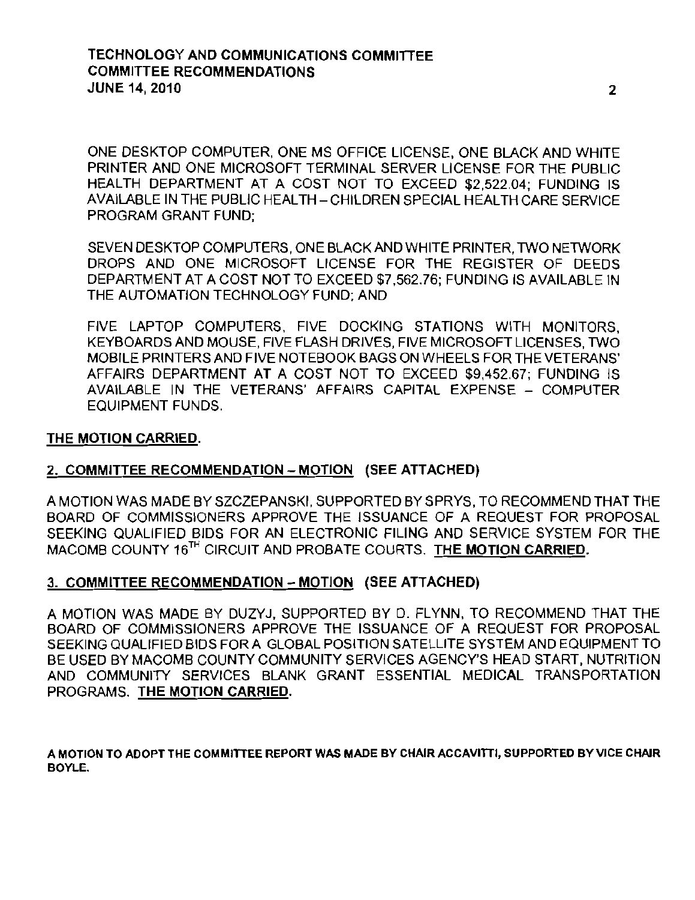ONE DESKTOP COMPUTER, ONE MS OFFICE LICENSE, ONE BLACK AND WHITE PRINTER AND ONE MICROSOFT TERMINAL SERVER LICENSE FOR THE PUBLIC HEALTH DEPARTMENT AT A COST NOT TO EXCEED $2,522.04; FUNDING IS AVAILABLE IN THE PUBLIC HEALTH – CHILDREN SPECIAL HEALTH CARE SERVICE PROGRAM GRANT FUND;

SEVEN DESKTOP COMPUTERS, ONE BLACK AND WHITE PRINTER, TWO NETWORK DROPS AND ONE MICROSOFT LICENSE FOR THE REGISTER OF DEEDS DEPARTMENT AT A COST NOT TO EXCEED $7,562.76; FUNDING IS AVAILABLE IN THE AUTOMATION TECHNOLOGY FUND; AND

FIVE LAPTOP COMPUTERS, FIVE DOCKING STATIONS WITH MONITORS, KEYBOARDS AND MOUSE, FIVE FLASH DRIVES, FIVE MICROSOFT LICENSES, TWO MOBILE PRINTERS AND FIVE NOTEBOOK BAGS ON WHEELS FOR THE VETERANS' AFFAIRS DEPARTMENT AT A COST NOT TO EXCEED $9,452.67; FUNDING IS AVAILABLE IN THE VETERANS' AFFAIRS CAPITAL EXPENSE – COMPUTER EQUIPMENT FUNDS.

**THE MOTION CARRIED.**

**2. COMMITTEE RECOMMENDATION – MOTION (SEE ATTACHED)**

A MOTION WAS MADE BY SZCZEPANSKI, SUPPORTED BY SPRYS, TO RECOMMEND THAT THE BOARD OF COMMISSIONERS APPROVE THE ISSUANCE OF A REQUEST FOR PROPOSAL SEEKING QUALIFIED BIDS FOR AN ELECTRONIC FILING AND SERVICE SYSTEM FOR THE MACOMB COUNTY 16TH CIRCUIT AND PROBATE COURTS. **THE MOTION CARRIED.**

**3. COMMITTEE RECOMMENDATION – MOTION (SEE ATTACHED)**

A MOTION WAS MADE BY DUZYJ, SUPPORTED BY D. FLYNN, TO RECOMMEND THAT THE BOARD OF COMMISSIONERS APPROVE THE ISSUANCE OF A REQUEST FOR PROPOSAL SEEKING QUALIFIED BIDS FOR A GLOBAL POSITION SATELLITE SYSTEM AND EQUIPMENT TO BE USED BY MACOMB COUNTY COMMUNITY SERVICES AGENCY'S HEAD START, NUTRITION AND COMMUNITY SERVICES BLANK GRANT ESSENTIAL MEDICAL TRANSPORTATION PROGRAMS. **THE MOTION CARRIED.**

**A MOTION TO ADOPT THE COMMITTEE REPORT WAS MADE BY CHAIR ACCAVITTI, SUPPORTED BY VICE CHAIR BOYLE.**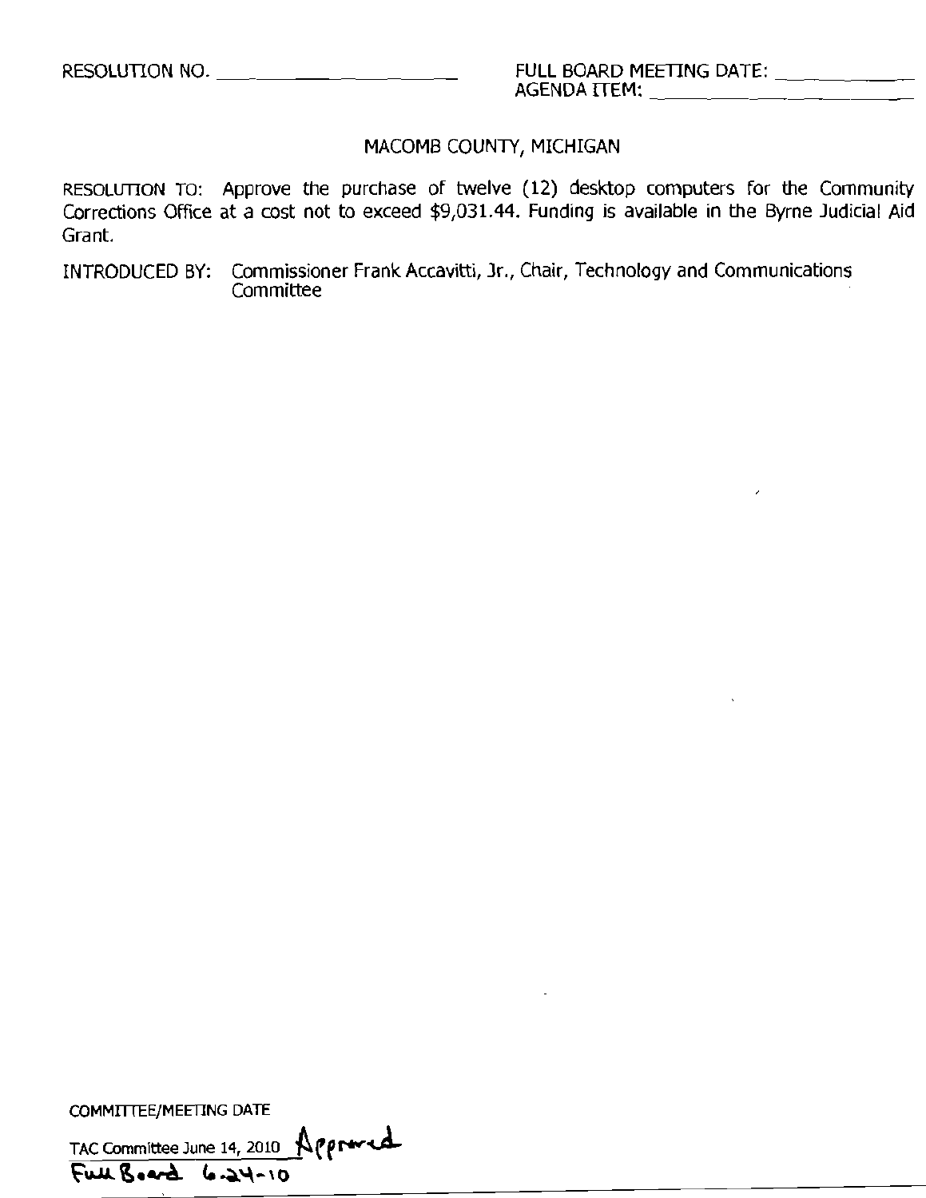RESOLUTION NO. ____________________ FULL BOARD MEETING DATE: ____________

AGENDA ITEM: ____________________

MACOMB COUNTY, MICHIGAN

RESOLUTION TO: Approve the purchase of twelve (12) desktop computers for the Community Corrections Office at a cost not to exceed $9,031.44. Funding is available in the Byrne Judicial Aid Grant.

INTRODUCED BY: Commissioner Frank Accavitti, Jr., Chair, Technology and Communications Committee

COMMITTEE/MEETING DATE

TAC Committee June 14, 2010 Approved

Full Board 6-24-10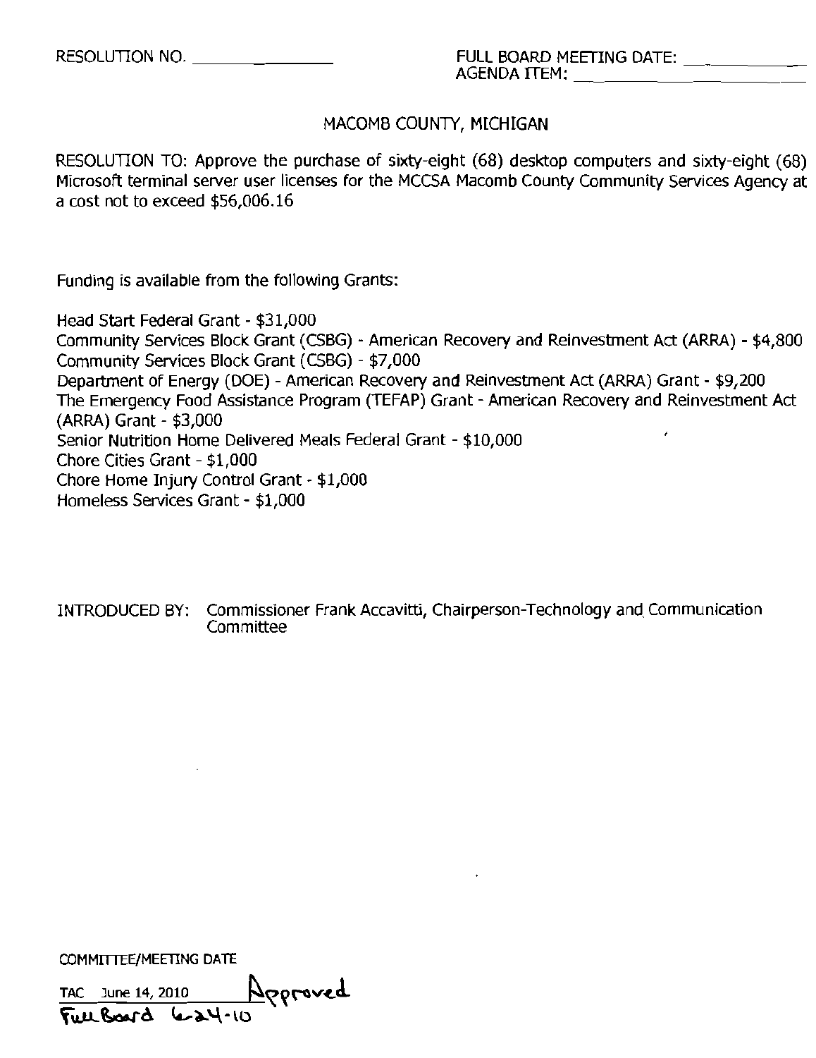RESOLUTION NO. ______________

FULL BOARD MEETING DATE: ____________
AGENDA ITEM: ______________________

## MACOMB COUNTY, MICHIGAN

RESOLUTION TO: Approve the purchase of sixty-eight (68) desktop computers and sixty-eight (68) Microsoft terminal server user licenses for the MCCSA Macomb County Community Services Agency at a cost not to exceed $56,006.16

Funding is available from the following Grants:

Head Start Federal Grant - $31,000
Community Services Block Grant (CSBG) - American Recovery and Reinvestment Act (ARRA) - $4,800
Community Services Block Grant (CSBG) - $7,000
Department of Energy (DOE) - American Recovery and Reinvestment Act (ARRA) Grant - $9,200
The Emergency Food Assistance Program (TEFAP) Grant - American Recovery and Reinvestment Act (ARRA) Grant - $3,000
Senior Nutrition Home Delivered Meals Federal Grant - $10,000
Chore Cities Grant - $1,000
Chore Home Injury Control Grant - $1,000
Homeless Services Grant - $1,000

INTRODUCED BY: Commissioner Frank Accavitti, Chairperson-Technology and Communication Committee

COMMITTEE/MEETING DATE

TAC June 14, 2010 Approved
Full Board 6-24-10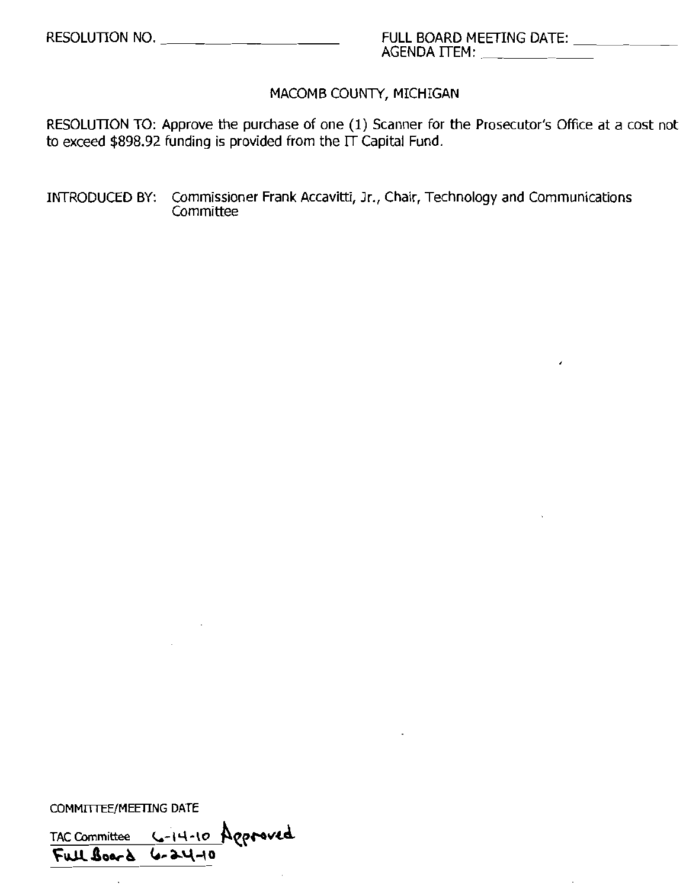RESOLUTION NO. ____________________ FULL BOARD MEETING DATE: __________

AGENDA ITEM: ____________

MACOMB COUNTY, MICHIGAN

RESOLUTION TO: Approve the purchase of one (1) Scanner for the Prosecutor's Office at a cost not to exceed $898.92 funding is provided from the IT Capital Fund.

INTRODUCED BY: Commissioner Frank Accavitti, Jr., Chair, Technology and Communications Committee

COMMITTEE/MEETING DATE

TAC Committee 6-14-10 Approved

Full Board 6-24-10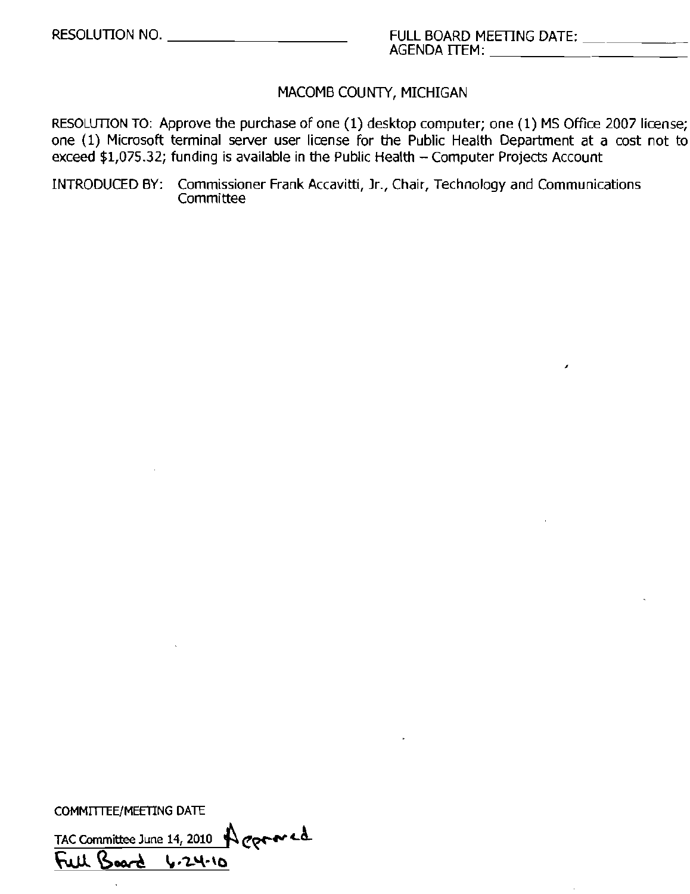RESOLUTION NO. ____________________ FULL BOARD MEETING DATE: __________

AGENDA ITEM: ____________________

## MACOMB COUNTY, MICHIGAN

RESOLUTION TO: Approve the purchase of one (1) desktop computer; one (1) MS Office 2007 license; one (1) Microsoft terminal server user license for the Public Health Department at a cost not to exceed $1,075.32; funding is available in the Public Health – Computer Projects Account

INTRODUCED BY: Commissioner Frank Accavitti, Jr., Chair, Technology and Communications Committee

COMMITTEE/MEETING DATE

TAC Committee June 14, 2010 Approved

Full Board 6-24-10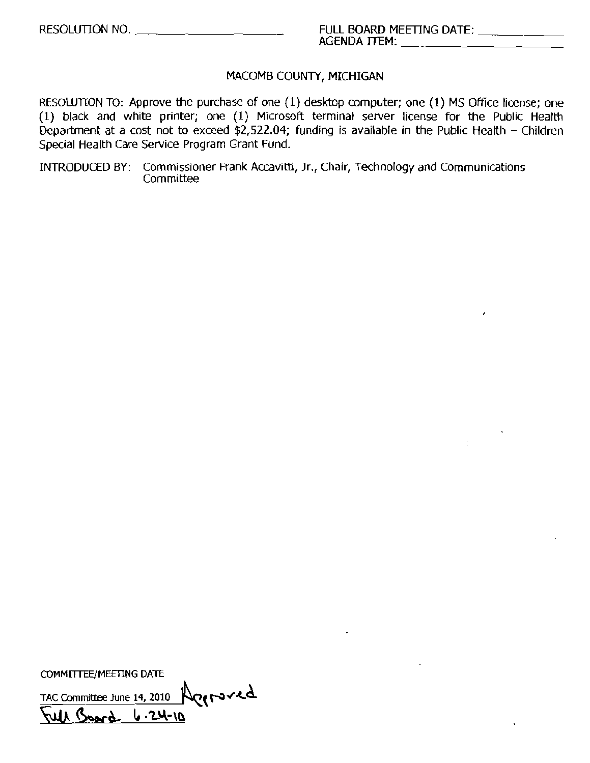RESOLUTION NO. ______________________ FULL BOARD MEETING DATE: ____________

AGENDA ITEM: ____________________________

MACOMB COUNTY, MICHIGAN

RESOLUTION TO: Approve the purchase of one (1) desktop computer; one (1) MS Office license; one (1) black and white printer; one (1) Microsoft terminal server license for the Public Health Department at a cost not to exceed $2,522.04; funding is available in the Public Health – Children Special Health Care Service Program Grant Fund.

INTRODUCED BY: Commissioner Frank Accavitti, Jr., Chair, Technology and Communications Committee

COMMITTEE/MEETING DATE

TAC Committee June 14, 2010 Approved

Full Board 6.24-10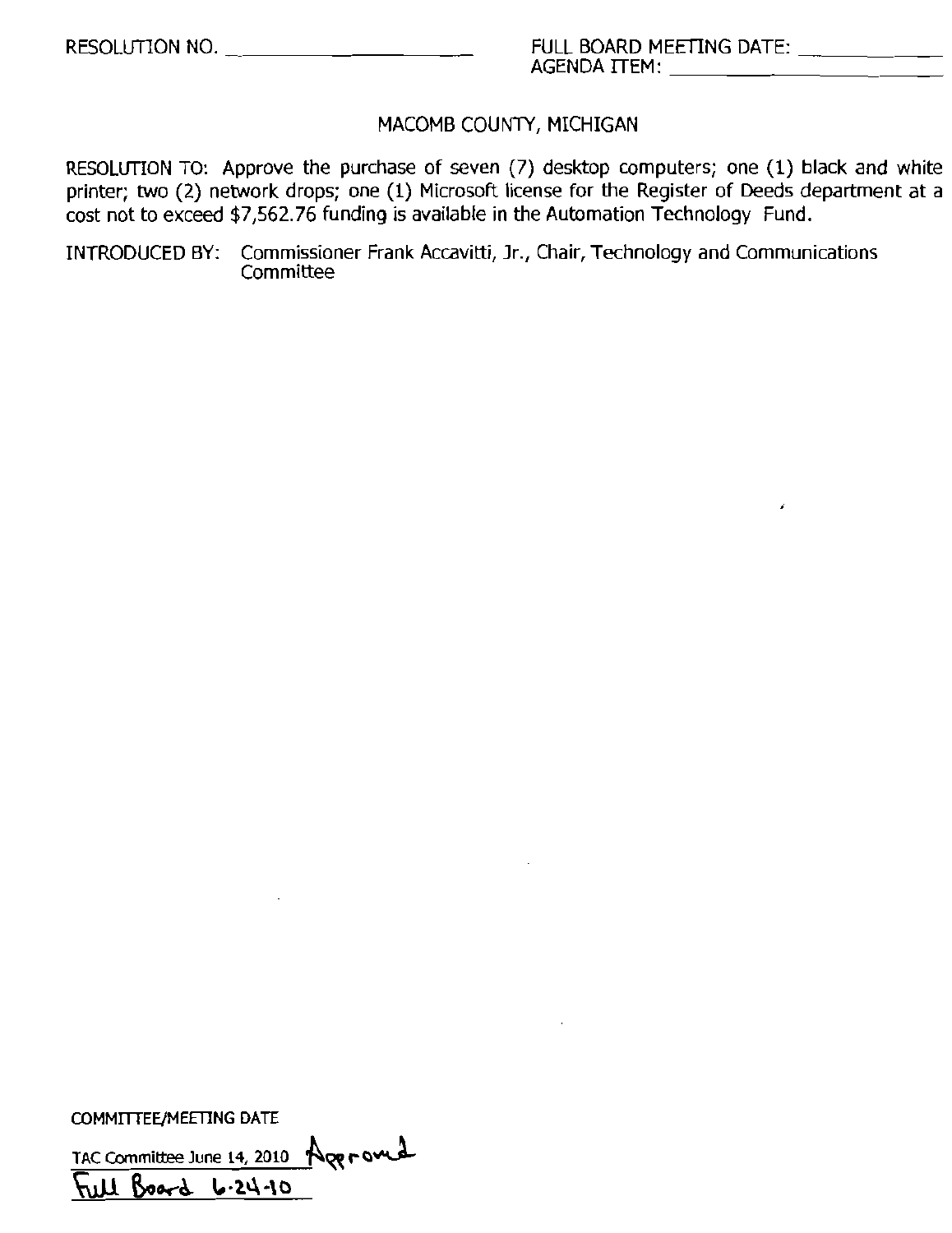RESOLUTION NO. ____________________ FULL BOARD MEETING DATE: __________

AGENDA ITEM: ____________________

MACOMB COUNTY, MICHIGAN

RESOLUTION TO: Approve the purchase of seven (7) desktop computers; one (1) black and white printer; two (2) network drops; one (1) Microsoft license for the Register of Deeds department at a cost not to exceed $7,562.76 funding is available in the Automation Technology Fund.

INTRODUCED BY: Commissioner Frank Accavitti, Jr., Chair, Technology and Communications Committee

COMMITTEE/MEETING DATE

TAC Committee June 14, 2010 Approved

Full Board 6-24-10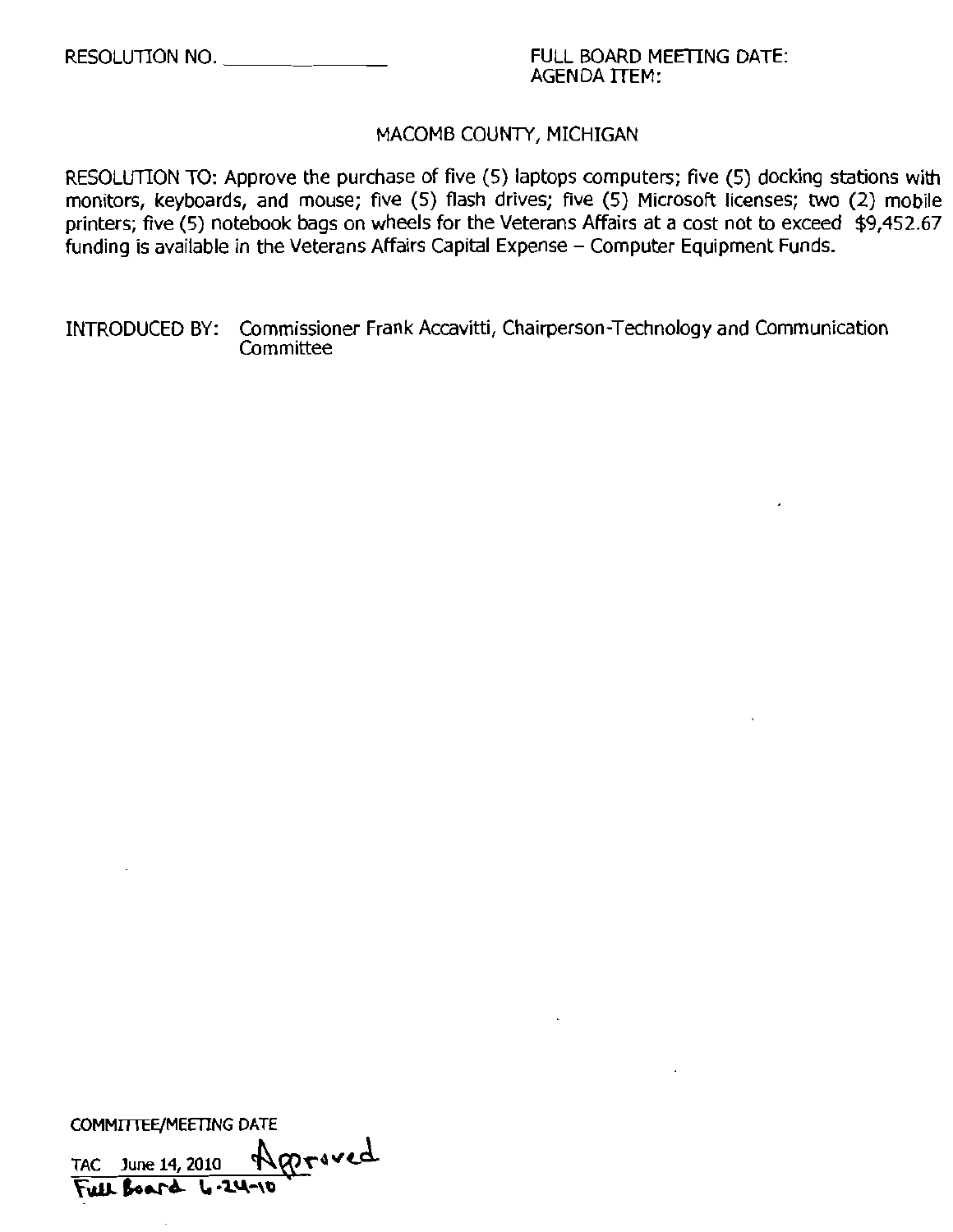RESOLUTION NO. ______________

FULL BOARD MEETING DATE:
AGENDA ITEM:

MACOMB COUNTY, MICHIGAN

RESOLUTION TO: Approve the purchase of five (5) laptops computers; five (5) docking stations with monitors, keyboards, and mouse; five (5) flash drives; five (5) Microsoft licenses; two (2) mobile printers; five (5) notebook bags on wheels for the Veterans Affairs at a cost not to exceed $9,452.67 funding is available in the Veterans Affairs Capital Expense – Computer Equipment Funds.

INTRODUCED BY: Commissioner Frank Accavitti, Chairperson-Technology and Communication Committee

COMMITTEE/MEETING DATE

TAC June 14, 2010 Approved

Full Board 6-24-10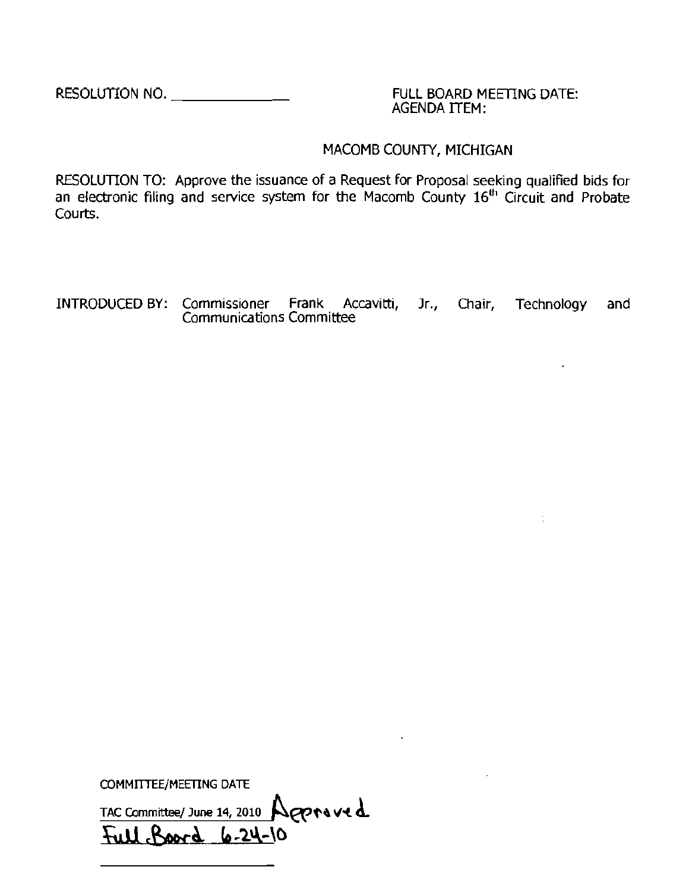RESOLUTION NO. ______________

FULL BOARD MEETING DATE:
AGENDA ITEM:

MACOMB COUNTY, MICHIGAN

RESOLUTION TO: Approve the issuance of a Request for Proposal seeking qualified bids for an electronic filing and service system for the Macomb County 16th Circuit and Probate Courts.

INTRODUCED BY: Commissioner Frank Accavitti, Jr., Chair, Technology and Communications Committee

COMMITTEE/MEETING DATE

TAC Committee/ June 14, 2010 Approved

Full Board 6-24-10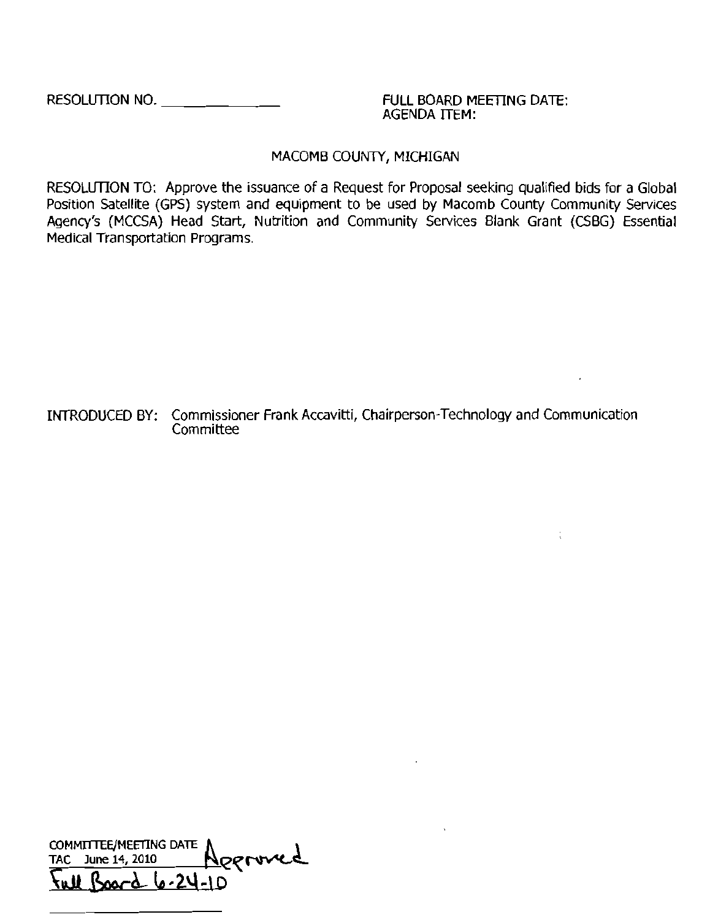RESOLUTION NO. _______________

FULL BOARD MEETING DATE:
AGENDA ITEM:

MACOMB COUNTY, MICHIGAN

RESOLUTION TO: Approve the issuance of a Request for Proposal seeking qualified bids for a Global Position Satellite (GPS) system and equipment to be used by Macomb County Community Services Agency's (MCCSA) Head Start, Nutrition and Community Services Blank Grant (CSBG) Essential Medical Transportation Programs.

INTRODUCED BY: Commissioner Frank Accavitti, Chairperson-Technology and Communication Committee

COMMITTEE/MEETING DATE
TAC June 14, 2010 Approved
Full Board 6-24-10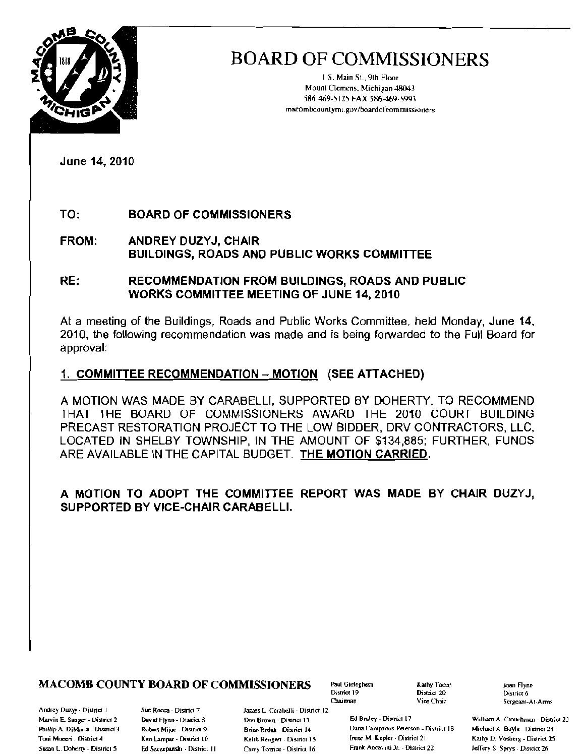# BOARD OF COMMISSIONERS

1 S. Main St., 9th Floor
Mount Clemens, Michigan 48043
586-469-5125 FAX 586-469-5993
macombcountymi.gov/boardofcommissioners

June 14, 2010

**TO:** **BOARD OF COMMISSIONERS**

**FROM:** **ANDREY DUZYJ, CHAIR**
**BUILDINGS, ROADS AND PUBLIC WORKS COMMITTEE**

**RE:** **RECOMMENDATION FROM BUILDINGS, ROADS AND PUBLIC WORKS COMMITTEE MEETING OF JUNE 14, 2010**

At a meeting of the Buildings, Roads and Public Works Committee, held Monday, June 14, 2010, the following recommendation was made and is being forwarded to the Full Board for approval:

**1. COMMITTEE RECOMMENDATION – MOTION (SEE ATTACHED)**

A MOTION WAS MADE BY CARABELLI, SUPPORTED BY DOHERTY, TO RECOMMEND THAT THE BOARD OF COMMISSIONERS AWARD THE 2010 COURT BUILDING PRECAST RESTORATION PROJECT TO THE LOW BIDDER, DRV CONTRACTORS, LLC, LOCATED IN SHELBY TOWNSHIP, IN THE AMOUNT OF $134,885; FURTHER, FUNDS ARE AVAILABLE IN THE CAPITAL BUDGET. **THE MOTION CARRIED.**

**A MOTION TO ADOPT THE COMMITTEE REPORT WAS MADE BY CHAIR DUZYJ, SUPPORTED BY VICE-CHAIR CARABELLI.**

**MACOMB COUNTY BOARD OF COMMISSIONERS**

Paul Gieleghem - District 19 - Chairman
Kathy Tocco - District 20 - Vice Chair
Joan Flynn - District 6 - Sergeant-At-Arms

Andrey Duzyj - District 1
Marvin E. Sauger - District 2
Phillip A. DiMaria - District 3
Toni Moceri - District 4
Susan L. Doherty - District 5
Sue Rocca - District 7
David Flynn - District 8
Robert Mijac - District 9
Ken Lampar - District 10
Ed Szczepanski - District 11
James L. Carabelli - District 12
Don Brown - District 13
Brian Brdak - District 14
Keith Rengert - District 15
Carey Torrice - District 16
Ed Bruley - District 17
Dana Camphous-Peterson - District 18
Irene M. Kepler - District 21
Frank Accavitti Jr. - District 22
William A. Crouchman - District 23
Michael A. Boyle - District 24
Kathy D. Vosburg - District 25
Jeffery S. Sprys - District 26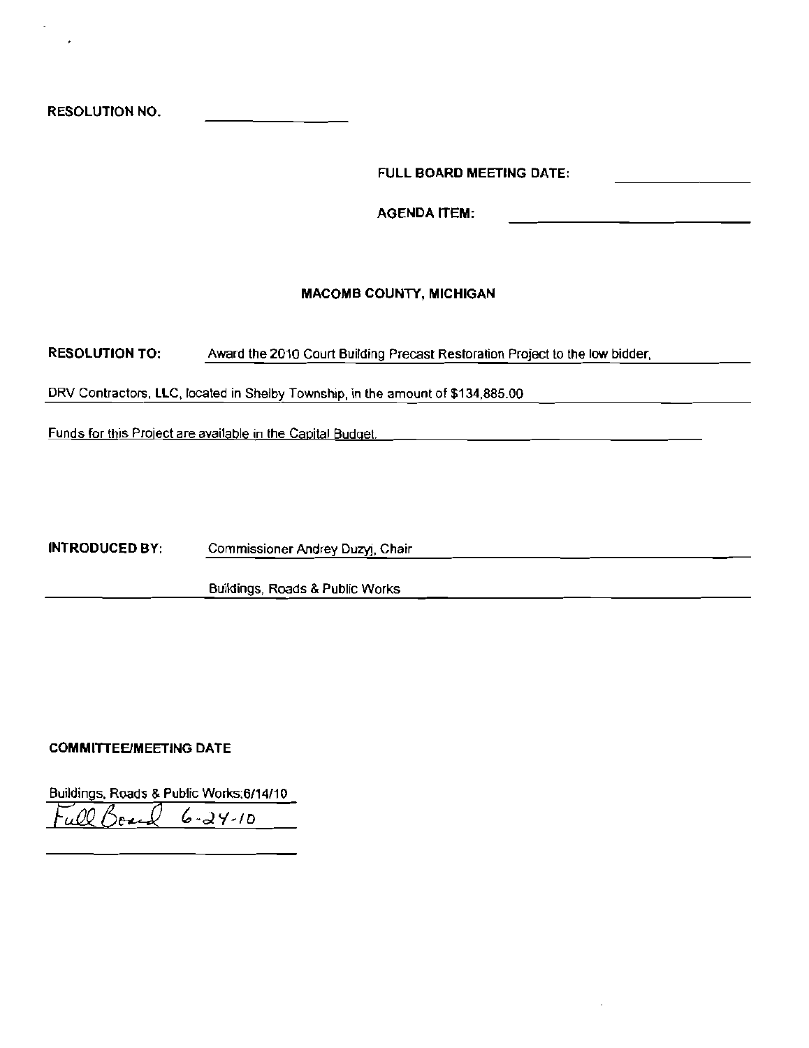RESOLUTION NO. ______________

FULL BOARD MEETING DATE: ______________

AGENDA ITEM: ______________

**MACOMB COUNTY, MICHIGAN**

**RESOLUTION TO:** Award the 2010 Court Building Precast Restoration Project to the low bidder, DRV Contractors, LLC, located in Shelby Township, in the amount of $134,885.00

Funds for this Project are available in the Capital Budget.

**INTRODUCED BY:** Commissioner Andrey Duzyj, Chair

Buildings, Roads & Public Works

**COMMITTEE/MEETING DATE**

Buildings, Roads & Public Works: 6/14/10

Full Board 6-24-10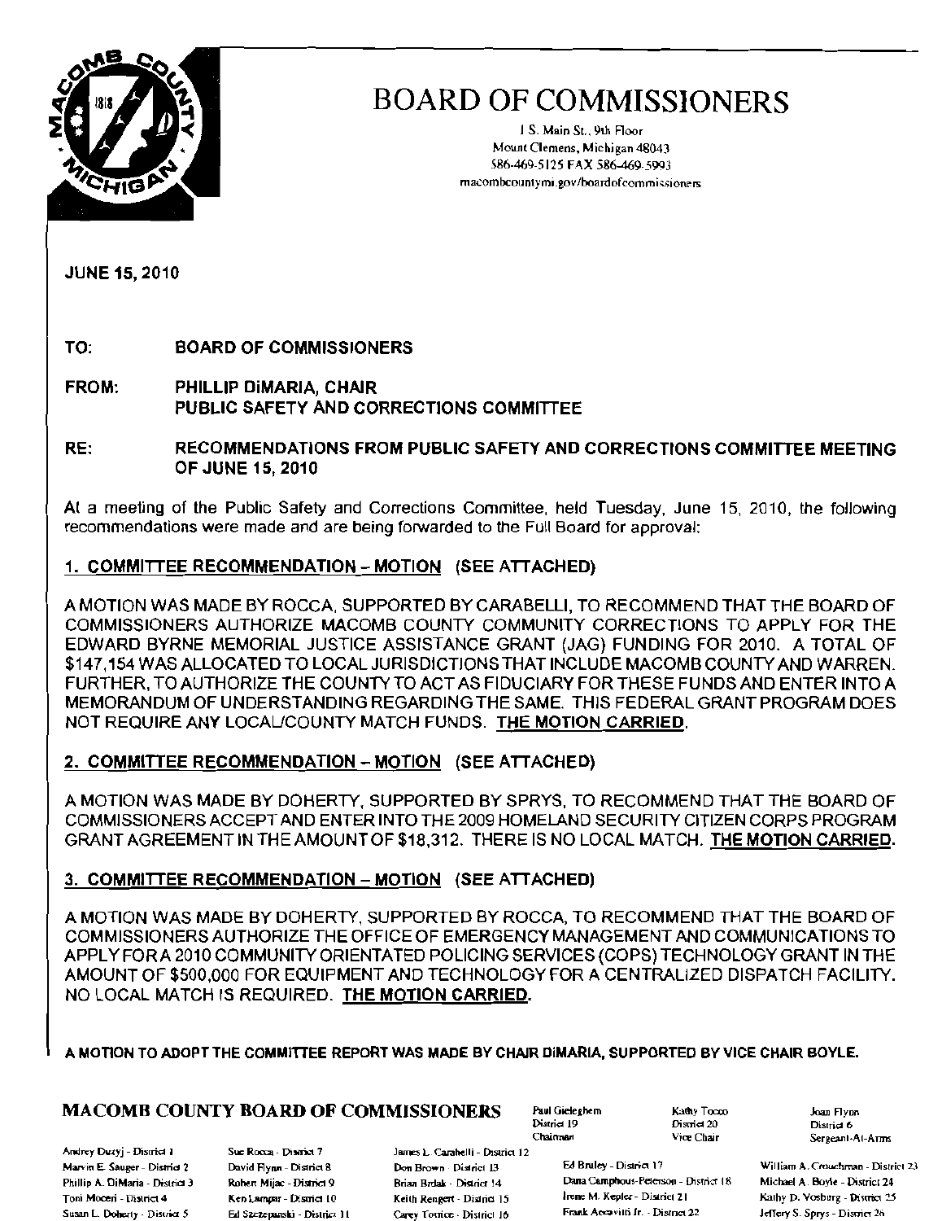# BOARD OF COMMISSIONERS

1 S. Main St., 9th Floor
Mount Clemens, Michigan 48043
586-469-5125 FAX 586-469-5993
macombcountymi.gov/boardofcommissioners

JUNE 15, 2010

**TO:** BOARD OF COMMISSIONERS

**FROM:** PHILLIP DiMARIA, CHAIR
PUBLIC SAFETY AND CORRECTIONS COMMITTEE

**RE:** RECOMMENDATIONS FROM PUBLIC SAFETY AND CORRECTIONS COMMITTEE MEETING OF JUNE 15, 2010

At a meeting of the Public Safety and Corrections Committee, held Tuesday, June 15, 2010, the following recommendations were made and are being forwarded to the Full Board for approval:

**1. COMMITTEE RECOMMENDATION – MOTION (SEE ATTACHED)**

A MOTION WAS MADE BY ROCCA, SUPPORTED BY CARABELLI, TO RECOMMEND THAT THE BOARD OF COMMISSIONERS AUTHORIZE MACOMB COUNTY COMMUNITY CORRECTIONS TO APPLY FOR THE EDWARD BYRNE MEMORIAL JUSTICE ASSISTANCE GRANT (JAG) FUNDING FOR 2010. A TOTAL OF $147,154 WAS ALLOCATED TO LOCAL JURISDICTIONS THAT INCLUDE MACOMB COUNTY AND WARREN. FURTHER, TO AUTHORIZE THE COUNTY TO ACT AS FIDUCIARY FOR THESE FUNDS AND ENTER INTO A MEMORANDUM OF UNDERSTANDING REGARDING THE SAME. THIS FEDERAL GRANT PROGRAM DOES NOT REQUIRE ANY LOCAL/COUNTY MATCH FUNDS. **THE MOTION CARRIED.**

**2. COMMITTEE RECOMMENDATION – MOTION (SEE ATTACHED)**

A MOTION WAS MADE BY DOHERTY, SUPPORTED BY SPRYS, TO RECOMMEND THAT THE BOARD OF COMMISSIONERS ACCEPT AND ENTER INTO THE 2009 HOMELAND SECURITY CITIZEN CORPS PROGRAM GRANT AGREEMENT IN THE AMOUNT OF $18,312. THERE IS NO LOCAL MATCH. **THE MOTION CARRIED.**

**3. COMMITTEE RECOMMENDATION – MOTION (SEE ATTACHED)**

A MOTION WAS MADE BY DOHERTY, SUPPORTED BY ROCCA, TO RECOMMEND THAT THE BOARD OF COMMISSIONERS AUTHORIZE THE OFFICE OF EMERGENCY MANAGEMENT AND COMMUNICATIONS TO APPLY FOR A 2010 COMMUNITY ORIENTATED POLICING SERVICES (COPS) TECHNOLOGY GRANT IN THE AMOUNT OF $500,000 FOR EQUIPMENT AND TECHNOLOGY FOR A CENTRALIZED DISPATCH FACILITY. NO LOCAL MATCH IS REQUIRED. **THE MOTION CARRIED.**

**A MOTION TO ADOPT THE COMMITTEE REPORT WAS MADE BY CHAIR DiMARIA, SUPPORTED BY VICE CHAIR BOYLE.**

**MACOMB COUNTY BOARD OF COMMISSIONERS**

Paul Gieleghem, District 19, Chairman
Kathy Tocco, District 20, Vice Chair
Joan Flynn, District 6, Sergeant-At-Arms

Andrey Duzyj - District 1
Marvin E. Sauger - District 2
Phillip A. DiMaria - District 3
Toni Moceri - District 4
Susan L. Doherty - District 5
Sue Rocca - District 7
David Flynn - District 8
Robert Mijac - District 9
Ken Lampar - District 10
Ed Szczepanski - District 11
James L. Carabelli - District 12
Don Brown - District 13
Brian Brdak - District 14
Keith Rengert - District 15
Carey Torrice - District 16
Ed Bruley - District 17
Dana Camphous-Peterson - District 18
Irene M. Kepler - District 21
Frank Accavitti Jr. - District 22
William A. Crouchman - District 23
Michael A. Boyle - District 24
Kathy D. Vosburg - District 25
Jeffery S. Sprys - District 26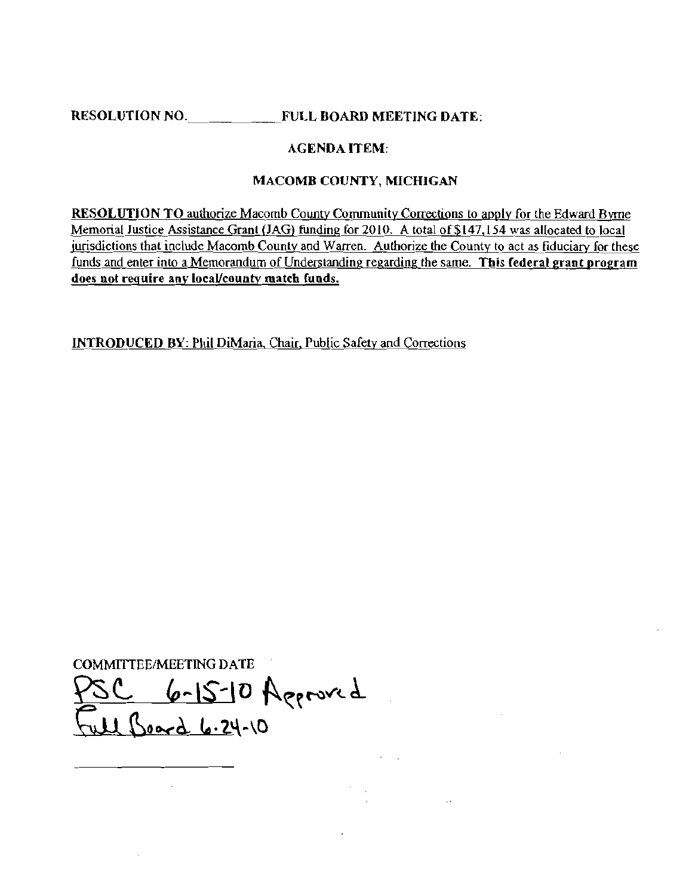**RESOLUTION NO.** ____________ **FULL BOARD MEETING DATE:**

**AGENDA ITEM:**

**MACOMB COUNTY, MICHIGAN**

**RESOLUTION TO** authorize Macomb County Community Corrections to apply for the Edward Byrne Memorial Justice Assistance Grant (JAG) funding for 2010. A total of $147,154 was allocated to local jurisdictions that include Macomb County and Warren. Authorize the County to act as fiduciary for these funds and enter into a Memorandum of Understanding regarding the same. **This federal grant program does not require any local/county match funds.**

**INTRODUCED BY:** Phil DiMaria, Chair, Public Safety and Corrections

COMMITTEE/MEETING DATE

PSC 6-15-10 Approved

Full Board 6-24-10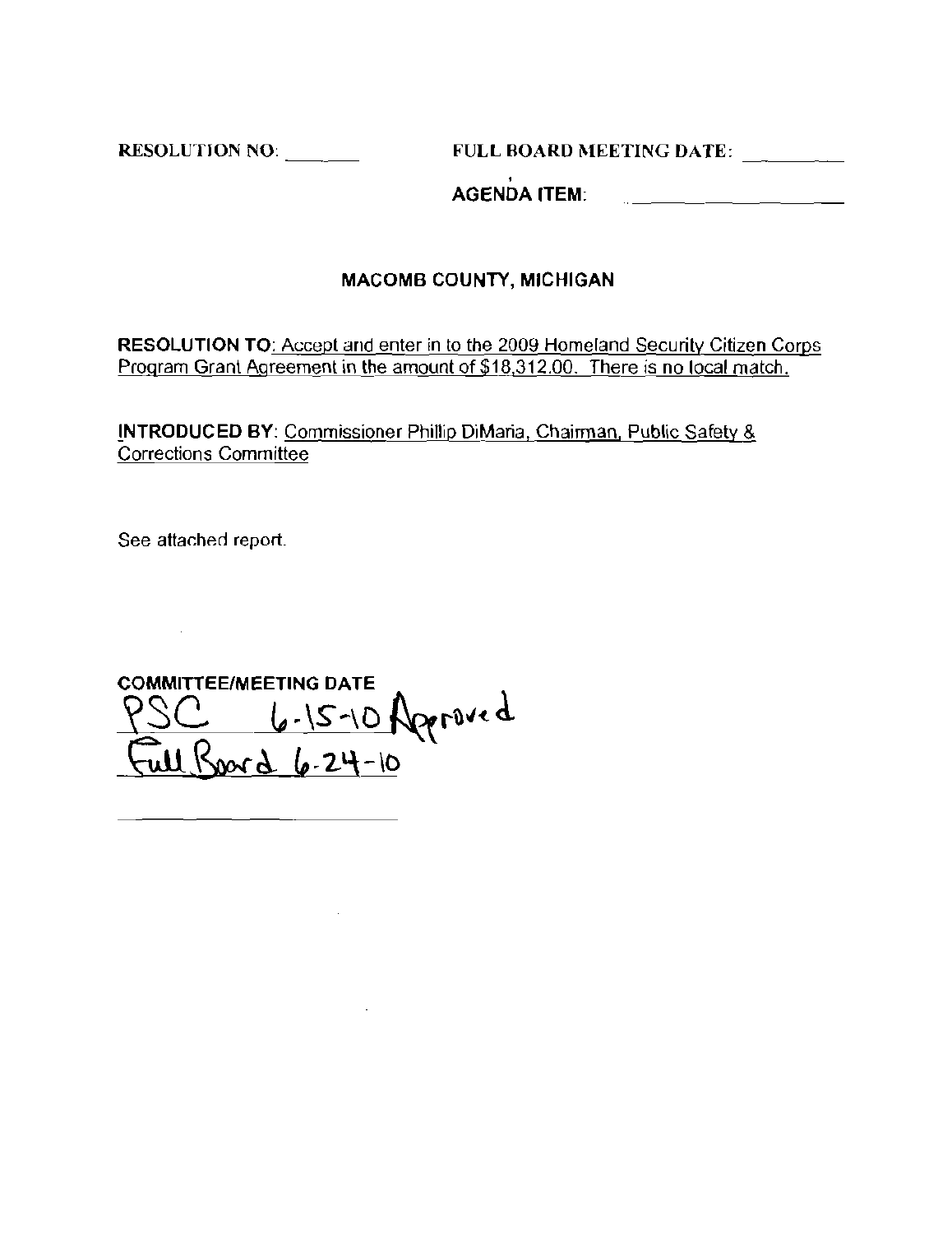RESOLUTION NO: _______ FULL BOARD MEETING DATE: _________

AGENDA ITEM: ___________________

## MACOMB COUNTY, MICHIGAN

**RESOLUTION TO**: Accept and enter in to the 2009 Homeland Security Citizen Corps Program Grant Agreement in the amount of $18,312.00. There is no local match.

**INTRODUCED BY**: Commissioner Phillip DiMaria, Chairman, Public Safety & Corrections Committee

See attached report.

**COMMITTEE/MEETING DATE**

PSC 6-15-10 Approved

Full Board 6-24-10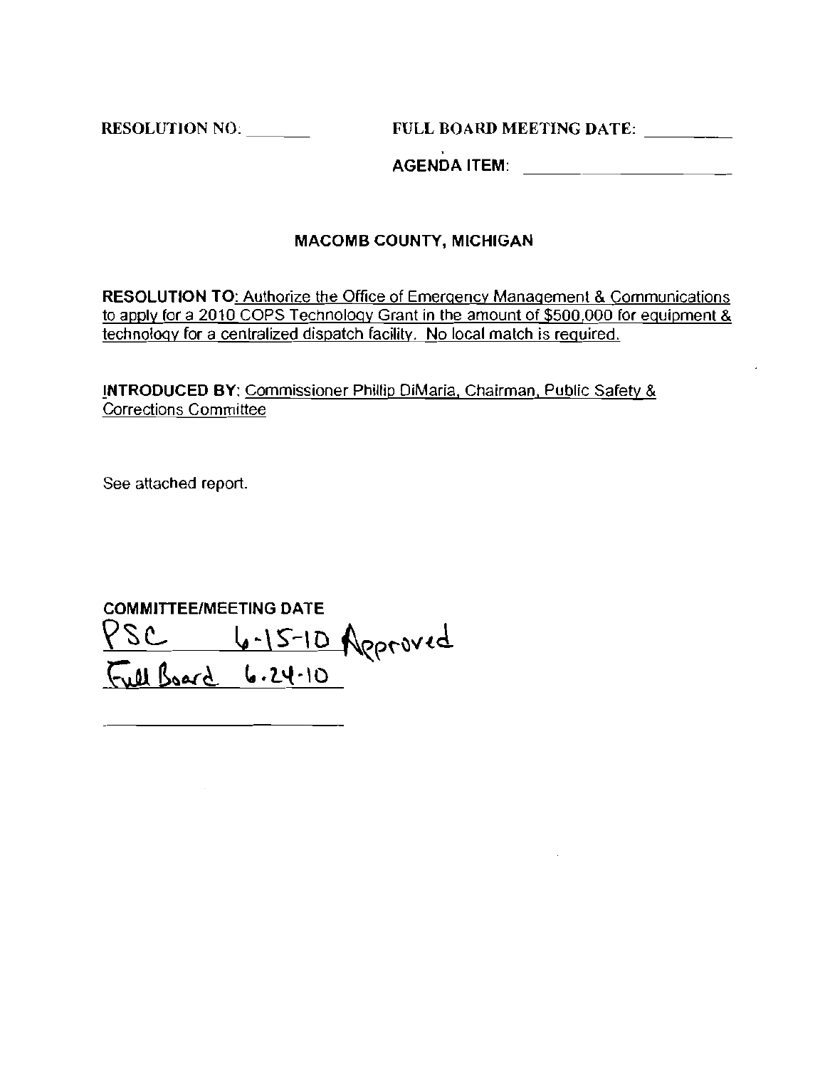RESOLUTION NO: _______ FULL BOARD MEETING DATE: _________

AGENDA ITEM: _____________________

## MACOMB COUNTY, MICHIGAN

**RESOLUTION TO**: Authorize the Office of Emergency Management & Communications to apply for a 2010 COPS Technology Grant in the amount of $500,000 for equipment & technology for a centralized dispatch facility. No local match is required.

**INTRODUCED BY**: Commissioner Phillip DiMaria, Chairman, Public Safety & Corrections Committee

See attached report.

**COMMITTEE/MEETING DATE**

PSC 6-15-10 Approved

Full Board 6.24-10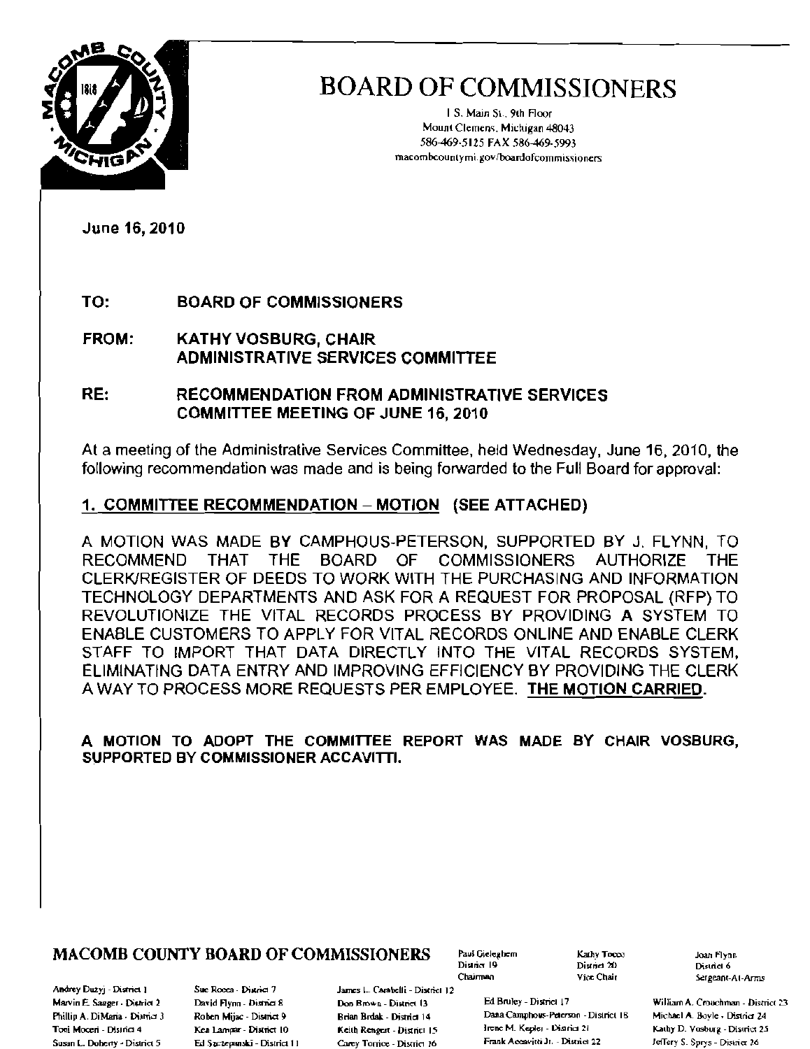# BOARD OF COMMISSIONERS

1 S. Main St., 9th Floor
Mount Clemens, Michigan 48043
586-469-5125 FAX 586-469-5993
macombcountymi.gov/boardofcommissioners

June 16, 2010

**TO:** BOARD OF COMMISSIONERS

**FROM:** KATHY VOSBURG, CHAIR
ADMINISTRATIVE SERVICES COMMITTEE

**RE:** RECOMMENDATION FROM ADMINISTRATIVE SERVICES COMMITTEE MEETING OF JUNE 16, 2010

At a meeting of the Administrative Services Committee, held Wednesday, June 16, 2010, the following recommendation was made and is being forwarded to the Full Board for approval:

## 1. COMMITTEE RECOMMENDATION – MOTION (SEE ATTACHED)

A MOTION WAS MADE BY CAMPHOUS-PETERSON, SUPPORTED BY J. FLYNN, TO RECOMMEND THAT THE BOARD OF COMMISSIONERS AUTHORIZE THE CLERK/REGISTER OF DEEDS TO WORK WITH THE PURCHASING AND INFORMATION TECHNOLOGY DEPARTMENTS AND ASK FOR A REQUEST FOR PROPOSAL (RFP) TO REVOLUTIONIZE THE VITAL RECORDS PROCESS BY PROVIDING A SYSTEM TO ENABLE CUSTOMERS TO APPLY FOR VITAL RECORDS ONLINE AND ENABLE CLERK STAFF TO IMPORT THAT DATA DIRECTLY INTO THE VITAL RECORDS SYSTEM, ELIMINATING DATA ENTRY AND IMPROVING EFFICIENCY BY PROVIDING THE CLERK A WAY TO PROCESS MORE REQUESTS PER EMPLOYEE. **THE MOTION CARRIED.**

**A MOTION TO ADOPT THE COMMITTEE REPORT WAS MADE BY CHAIR VOSBURG, SUPPORTED BY COMMISSIONER ACCAVITTI.**

**MACOMB COUNTY BOARD OF COMMISSIONERS**

Paul Gieleghem, District 19, Chairman
Kathy Tocco, District 20, Vice Chair
Joan Flynn, District 6, Sergeant-At-Arms

Andrey Duzyj - District 1
Marvin E. Sauger - District 2
Phillip A. DiMaria - District 3
Toni Moceri - District 4
Susan L. Doherty - District 5
Sue Rocca - District 7
David Flynn - District 8
Robert Mijac - District 9
Ken Lampar - District 10
Ed Szczepanski - District 11
James L. Carabelli - District 12
Don Brown - District 13
Brian Brdak - District 14
Keith Rengert - District 15
Carey Torrice - District 16
Ed Bruley - District 17
Dana Camphous-Peterson - District 18
Irene M. Kepler - District 21
Frank Accavitti Jr. - District 22
William A. Crouchman - District 23
Michael A. Boyle - District 24
Kathy D. Vosburg - District 25
Jeffery S. Sprys - District 26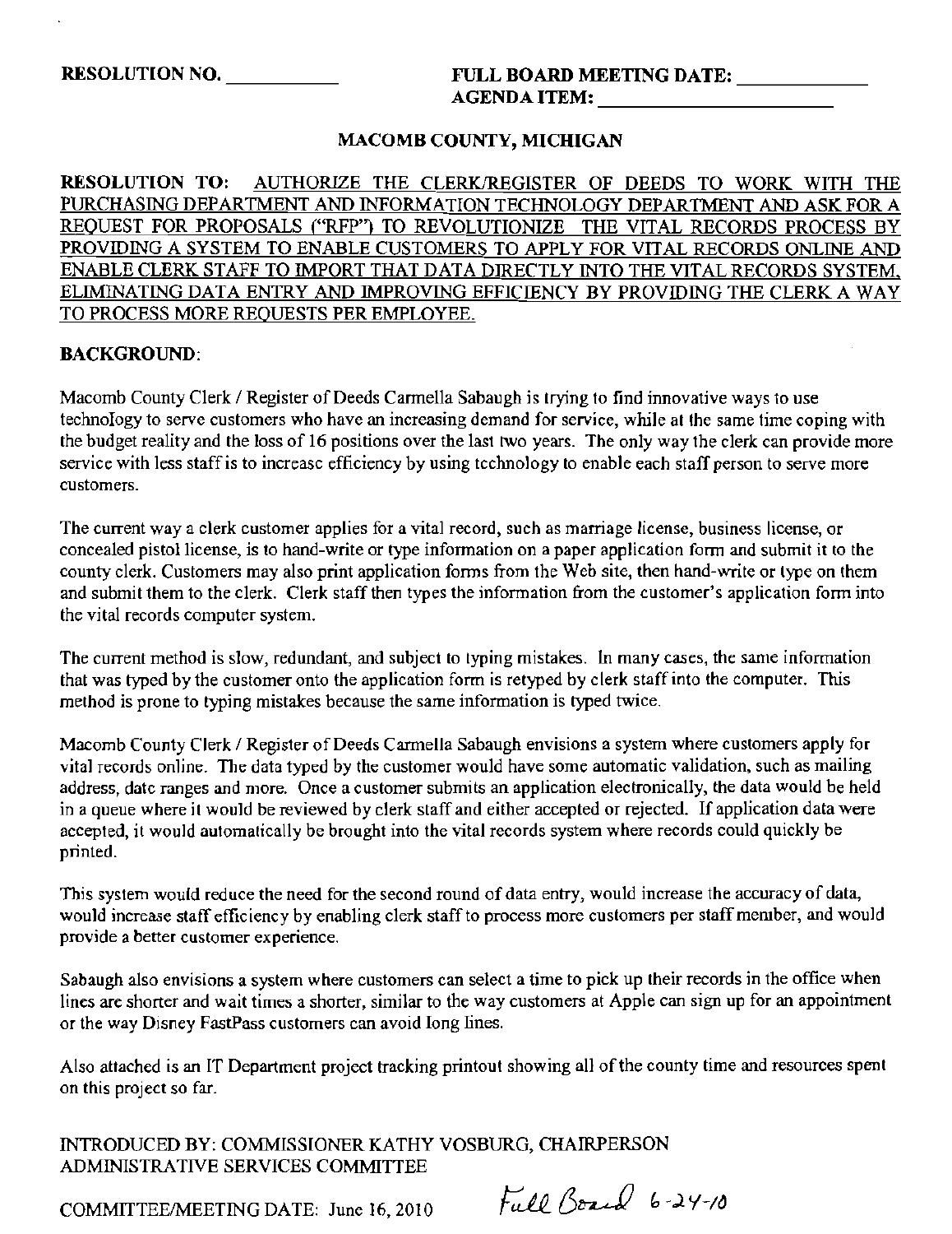**RESOLUTION NO. \_\_\_\_\_\_\_\_\_\_**

**FULL BOARD MEETING DATE: \_\_\_\_\_\_\_\_\_\_**
**AGENDA ITEM: \_\_\_\_\_\_\_\_\_\_\_\_\_\_\_\_\_\_\_\_**

**MACOMB COUNTY, MICHIGAN**

**RESOLUTION TO:** AUTHORIZE THE CLERK/REGISTER OF DEEDS TO WORK WITH THE PURCHASING DEPARTMENT AND INFORMATION TECHNOLOGY DEPARTMENT AND ASK FOR A REQUEST FOR PROPOSALS ("RFP") TO REVOLUTIONIZE THE VITAL RECORDS PROCESS BY PROVIDING A SYSTEM TO ENABLE CUSTOMERS TO APPLY FOR VITAL RECORDS ONLINE AND ENABLE CLERK STAFF TO IMPORT THAT DATA DIRECTLY INTO THE VITAL RECORDS SYSTEM, ELIMINATING DATA ENTRY AND IMPROVING EFFICIENCY BY PROVIDING THE CLERK A WAY TO PROCESS MORE REQUESTS PER EMPLOYEE.

**BACKGROUND**:

Macomb County Clerk / Register of Deeds Carmella Sabaugh is trying to find innovative ways to use technology to serve customers who have an increasing demand for service, while at the same time coping with the budget reality and the loss of 16 positions over the last two years. The only way the clerk can provide more service with less staff is to increase efficiency by using technology to enable each staff person to serve more customers.

The current way a clerk customer applies for a vital record, such as marriage license, business license, or concealed pistol license, is to hand-write or type information on a paper application form and submit it to the county clerk. Customers may also print application forms from the Web site, then hand-write or type on them and submit them to the clerk. Clerk staff then types the information from the customer's application form into the vital records computer system.

The current method is slow, redundant, and subject to typing mistakes. In many cases, the same information that was typed by the customer onto the application form is retyped by clerk staff into the computer. This method is prone to typing mistakes because the same information is typed twice.

Macomb County Clerk / Register of Deeds Carmella Sabaugh envisions a system where customers apply for vital records online. The data typed by the customer would have some automatic validation, such as mailing address, date ranges and more. Once a customer submits an application electronically, the data would be held in a queue where it would be reviewed by clerk staff and either accepted or rejected. If application data were accepted, it would automatically be brought into the vital records system where records could quickly be printed.

This system would reduce the need for the second round of data entry, would increase the accuracy of data, would increase staff efficiency by enabling clerk staff to process more customers per staff member, and would provide a better customer experience.

Sabaugh also envisions a system where customers can select a time to pick up their records in the office when lines are shorter and wait times a shorter, similar to the way customers at Apple can sign up for an appointment or the way Disney FastPass customers can avoid long lines.

Also attached is an IT Department project tracking printout showing all of the county time and resources spent on this project so far.

INTRODUCED BY: COMMISSIONER KATHY VOSBURG, CHAIRPERSON
ADMINISTRATIVE SERVICES COMMITTEE

COMMITTEE/MEETING DATE: June 16, 2010 *Full Board 6-24-10*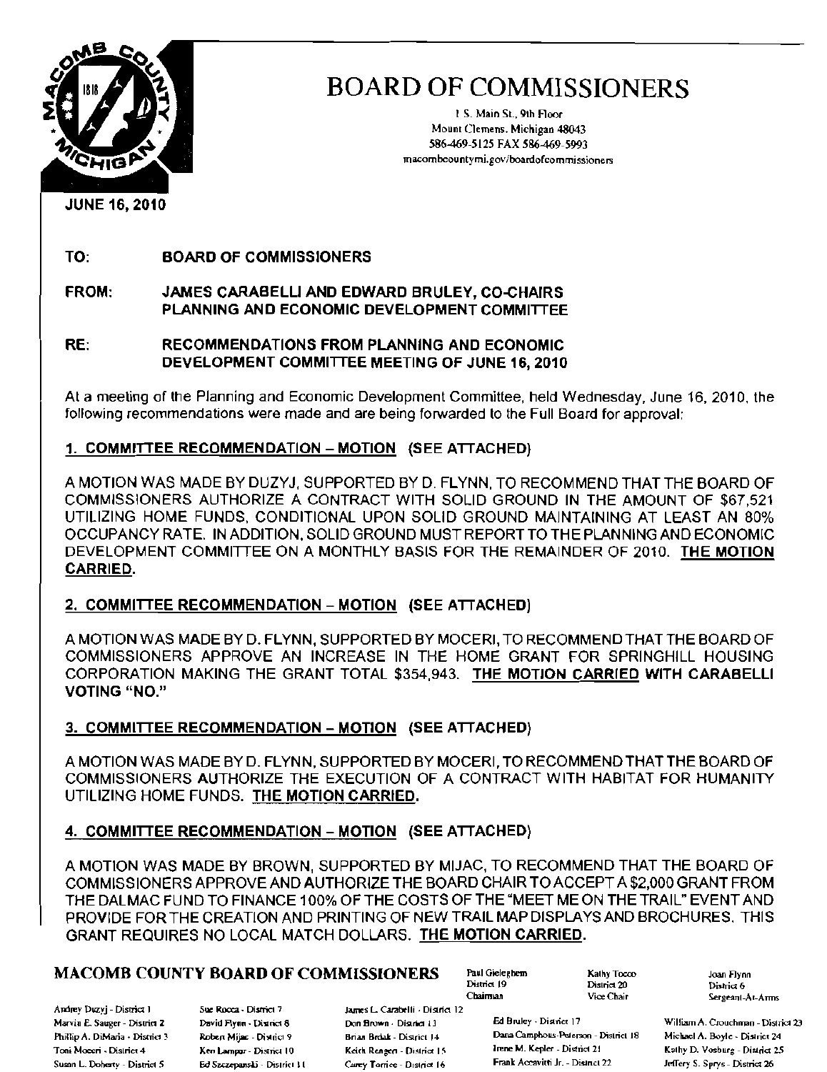# BOARD OF COMMISSIONERS

1 S. Main St., 9th Floor
Mount Clemens, Michigan 48043
586-469-5125 FAX 586-469-5993
macombcountymi.gov/boardofcommissioners

JUNE 16, 2010

**TO:** BOARD OF COMMISSIONERS

**FROM:** JAMES CARABELLI AND EDWARD BRULEY, CO-CHAIRS
PLANNING AND ECONOMIC DEVELOPMENT COMMITTEE

**RE:** RECOMMENDATIONS FROM PLANNING AND ECONOMIC DEVELOPMENT COMMITTEE MEETING OF JUNE 16, 2010

At a meeting of the Planning and Economic Development Committee, held Wednesday, June 16, 2010, the following recommendations were made and are being forwarded to the Full Board for approval:

**1. COMMITTEE RECOMMENDATION – MOTION (SEE ATTACHED)**

A MOTION WAS MADE BY DUZYJ, SUPPORTED BY D. FLYNN, TO RECOMMEND THAT THE BOARD OF COMMISSIONERS AUTHORIZE A CONTRACT WITH SOLID GROUND IN THE AMOUNT OF $67,521 UTILIZING HOME FUNDS, CONDITIONAL UPON SOLID GROUND MAINTAINING AT LEAST AN 80% OCCUPANCY RATE. IN ADDITION, SOLID GROUND MUST REPORT TO THE PLANNING AND ECONOMIC DEVELOPMENT COMMITTEE ON A MONTHLY BASIS FOR THE REMAINDER OF 2010. **THE MOTION CARRIED.**

**2. COMMITTEE RECOMMENDATION – MOTION (SEE ATTACHED)**

A MOTION WAS MADE BY D. FLYNN, SUPPORTED BY MOCERI, TO RECOMMEND THAT THE BOARD OF COMMISSIONERS APPROVE AN INCREASE IN THE HOME GRANT FOR SPRINGHILL HOUSING CORPORATION MAKING THE GRANT TOTAL $354,943. **THE MOTION CARRIED WITH CARABELLI VOTING "NO."**

**3. COMMITTEE RECOMMENDATION – MOTION (SEE ATTACHED)**

A MOTION WAS MADE BY D. FLYNN, SUPPORTED BY MOCERI, TO RECOMMEND THAT THE BOARD OF COMMISSIONERS AUTHORIZE THE EXECUTION OF A CONTRACT WITH HABITAT FOR HUMANITY UTILIZING HOME FUNDS. **THE MOTION CARRIED.**

**4. COMMITTEE RECOMMENDATION – MOTION (SEE ATTACHED)**

A MOTION WAS MADE BY BROWN, SUPPORTED BY MIJAC, TO RECOMMEND THAT THE BOARD OF COMMISSIONERS APPROVE AND AUTHORIZE THE BOARD CHAIR TO ACCEPT A $2,000 GRANT FROM THE DALMAC FUND TO FINANCE 100% OF THE COSTS OF THE "MEET ME ON THE TRAIL" EVENT AND PROVIDE FOR THE CREATION AND PRINTING OF NEW TRAIL MAP DISPLAYS AND BROCHURES. THIS GRANT REQUIRES NO LOCAL MATCH DOLLARS. **THE MOTION CARRIED.**

**MACOMB COUNTY BOARD OF COMMISSIONERS**

Paul Gieleghem - District 19 - Chairman
Kathy Tocco - District 20 - Vice Chair
Joan Flynn - District 6 - Sergeant-At-Arms

Andrey Duzyj - District 1
Marvin E. Sauger - District 2
Phillip A. DiMaria - District 3
Toni Moceri - District 4
Susan L. Doherty - District 5
Sue Rocca - District 7
David Flynn - District 8
Robert Mijac - District 9
Ken Lampar - District 10
Ed Szczepanski - District 11
James L. Carabelli - District 12
Don Brown - District 13
Brian Brdak - District 14
Keith Rengert - District 15
Carey Torrice - District 16
Ed Bruley - District 17
Dana Camphous-Peterson - District 18
Irene M. Kepler - District 21
Frank Accavitti Jr. - District 22
William A. Crouchman - District 23
Michael A. Boyle - District 24
Kathy D. Vosburg - District 25
Jeffery S. Sprys - District 26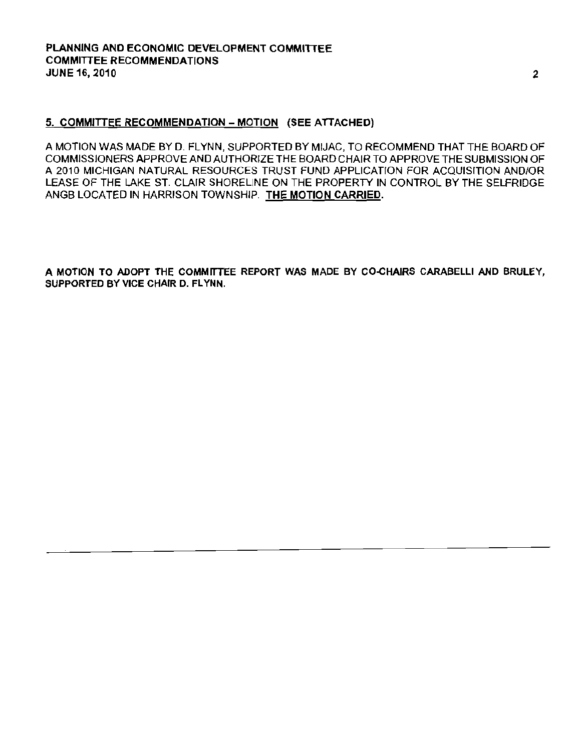**5. COMMITTEE RECOMMENDATION – MOTION (SEE ATTACHED)**

A MOTION WAS MADE BY D. FLYNN, SUPPORTED BY MIJAC, TO RECOMMEND THAT THE BOARD OF COMMISSIONERS APPROVE AND AUTHORIZE THE BOARD CHAIR TO APPROVE THE SUBMISSION OF A 2010 MICHIGAN NATURAL RESOURCES TRUST FUND APPLICATION FOR ACQUISITION AND/OR LEASE OF THE LAKE ST. CLAIR SHORELINE ON THE PROPERTY IN CONTROL BY THE SELFRIDGE ANGB LOCATED IN HARRISON TOWNSHIP. **THE MOTION CARRIED.**

**A MOTION TO ADOPT THE COMMITTEE REPORT WAS MADE BY CO-CHAIRS CARABELLI AND BRULEY, SUPPORTED BY VICE CHAIR D. FLYNN.**

---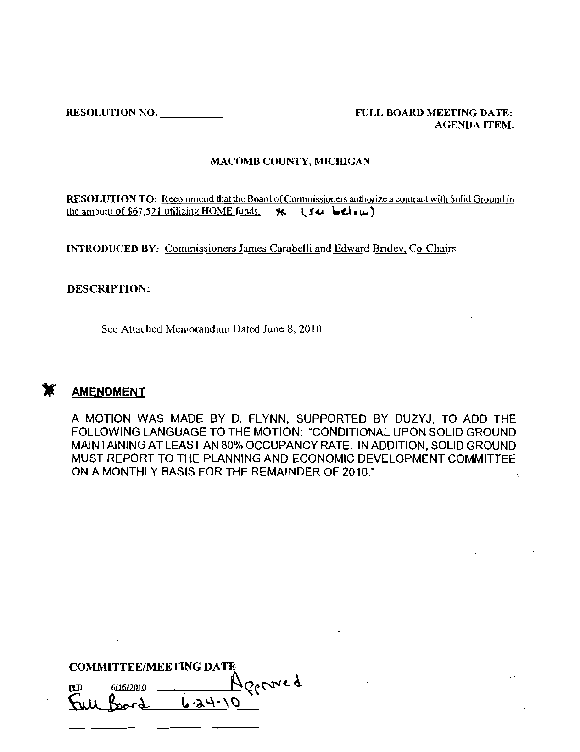RESOLUTION NO. ___________

FULL BOARD MEETING DATE:
AGENDA ITEM:

MACOMB COUNTY, MICHIGAN

**RESOLUTION TO:** Recommend that the Board of Commissioners authorize a contract with Solid Ground in the amount of $67,521 utilizing HOME funds. * (see below)

**INTRODUCED BY:** Commissioners James Carabelli and Edward Bruley, Co-Chairs

**DESCRIPTION:**

See Attached Memorandum Dated June 8, 2010

## * AMENDMENT

A MOTION WAS MADE BY D. FLYNN, SUPPORTED BY DUZYJ, TO ADD THE FOLLOWING LANGUAGE TO THE MOTION: "CONDITIONAL UPON SOLID GROUND MAINTAINING AT LEAST AN 80% OCCUPANCY RATE. IN ADDITION, SOLID GROUND MUST REPORT TO THE PLANNING AND ECONOMIC DEVELOPMENT COMMITTEE ON A MONTHLY BASIS FOR THE REMAINDER OF 2010."

**COMMITTEE/MEETING DATE**

PED 6/16/2010 Approved

Full Board 6-24-10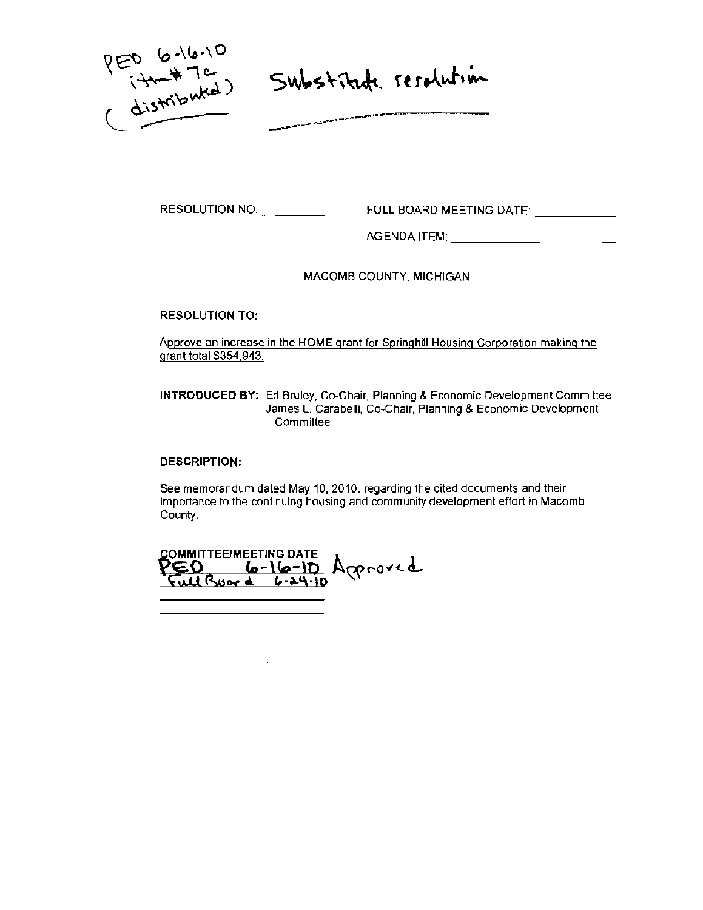PED 6-16-10
item #7c
(distributed)

Substitute resolution

RESOLUTION NO. ________ FULL BOARD MEETING DATE: ________

AGENDA ITEM: ________

MACOMB COUNTY, MICHIGAN

**RESOLUTION TO:**

Approve an increase in the HOME grant for Springhill Housing Corporation making the grant total $354,943.

**INTRODUCED BY:** Ed Bruley, Co-Chair, Planning & Economic Development Committee
James L. Carabelli, Co-Chair, Planning & Economic Development Committee

**DESCRIPTION:**

See memorandum dated May 10, 2010, regarding the cited documents and their importance to the continuing housing and community development effort in Macomb County.

**COMMITTEE/MEETING DATE**

PED 6-16-10 Approved
Full Board 6-24-10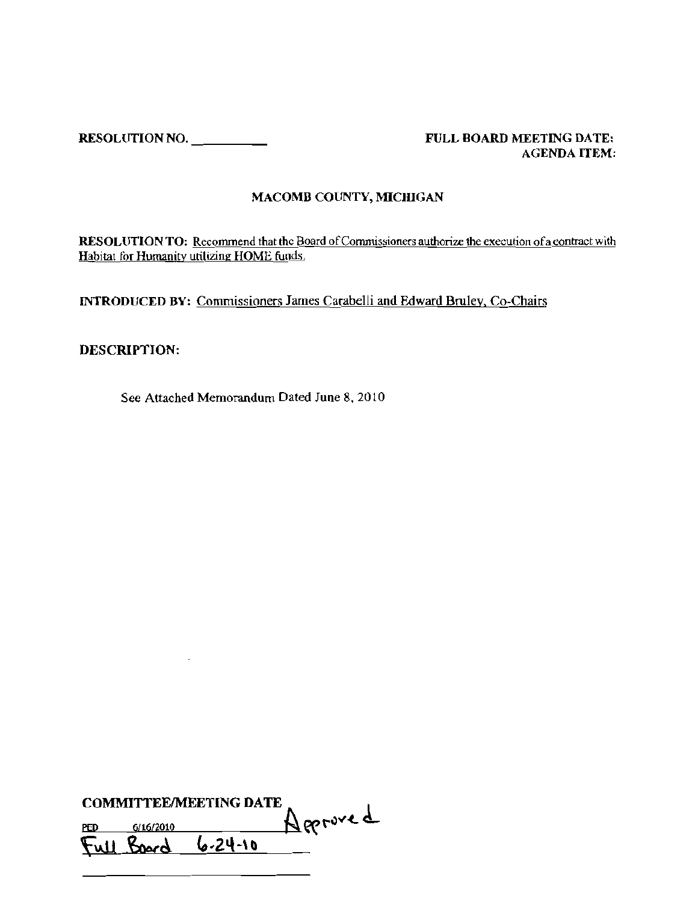**RESOLUTION NO. ____________**

**FULL BOARD MEETING DATE:**
**AGENDA ITEM:**

**MACOMB COUNTY, MICHIGAN**

**RESOLUTION TO:** Recommend that the Board of Commissioners authorize the execution of a contract with Habitat for Humanity utilizing HOME funds.

**INTRODUCED BY:** Commissioners James Carabelli and Edward Bruley, Co-Chairs

**DESCRIPTION:**

See Attached Memorandum Dated June 8, 2010

**COMMITTEE/MEETING DATE**

PED 6/16/2010 Approved

Full Board 6-24-10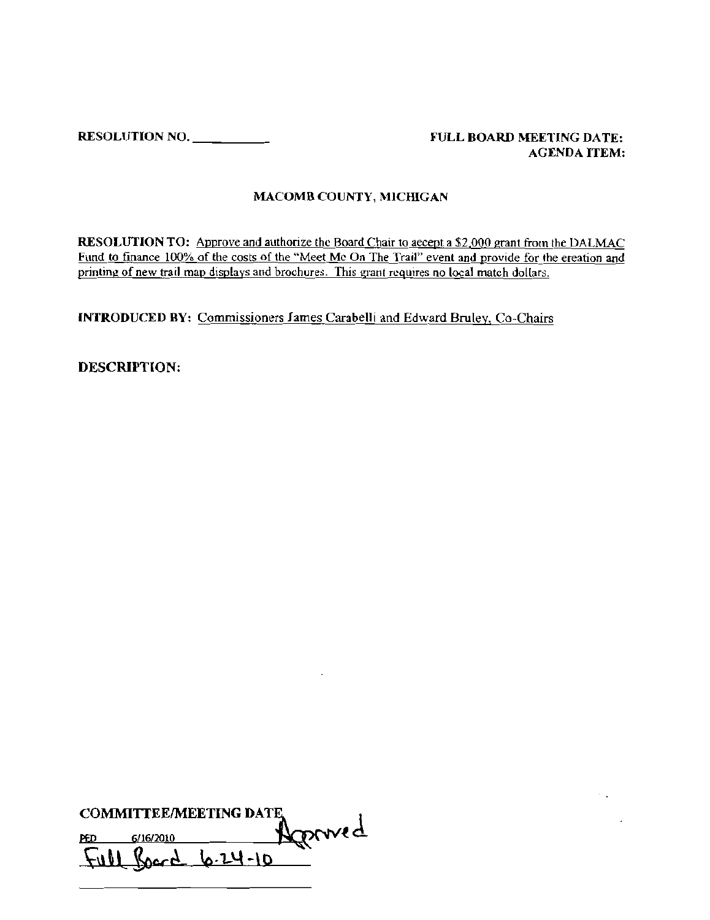**RESOLUTION NO.** ___________

**FULL BOARD MEETING DATE:**
**AGENDA ITEM:**

**MACOMB COUNTY, MICHIGAN**

**RESOLUTION TO:** Approve and authorize the Board Chair to accept a $2,000 grant from the DALMAC Fund to finance 100% of the costs of the "Meet Me On The Trail" event and provide for the creation and printing of new trail map displays and brochures. This grant requires no local match dollars.

**INTRODUCED BY:** Commissioners James Carabelli and Edward Bruley, Co-Chairs

**DESCRIPTION:**

**COMMITTEE/MEETING DATE**

PED 6/16/2010 Approved

Full Board 6-24-10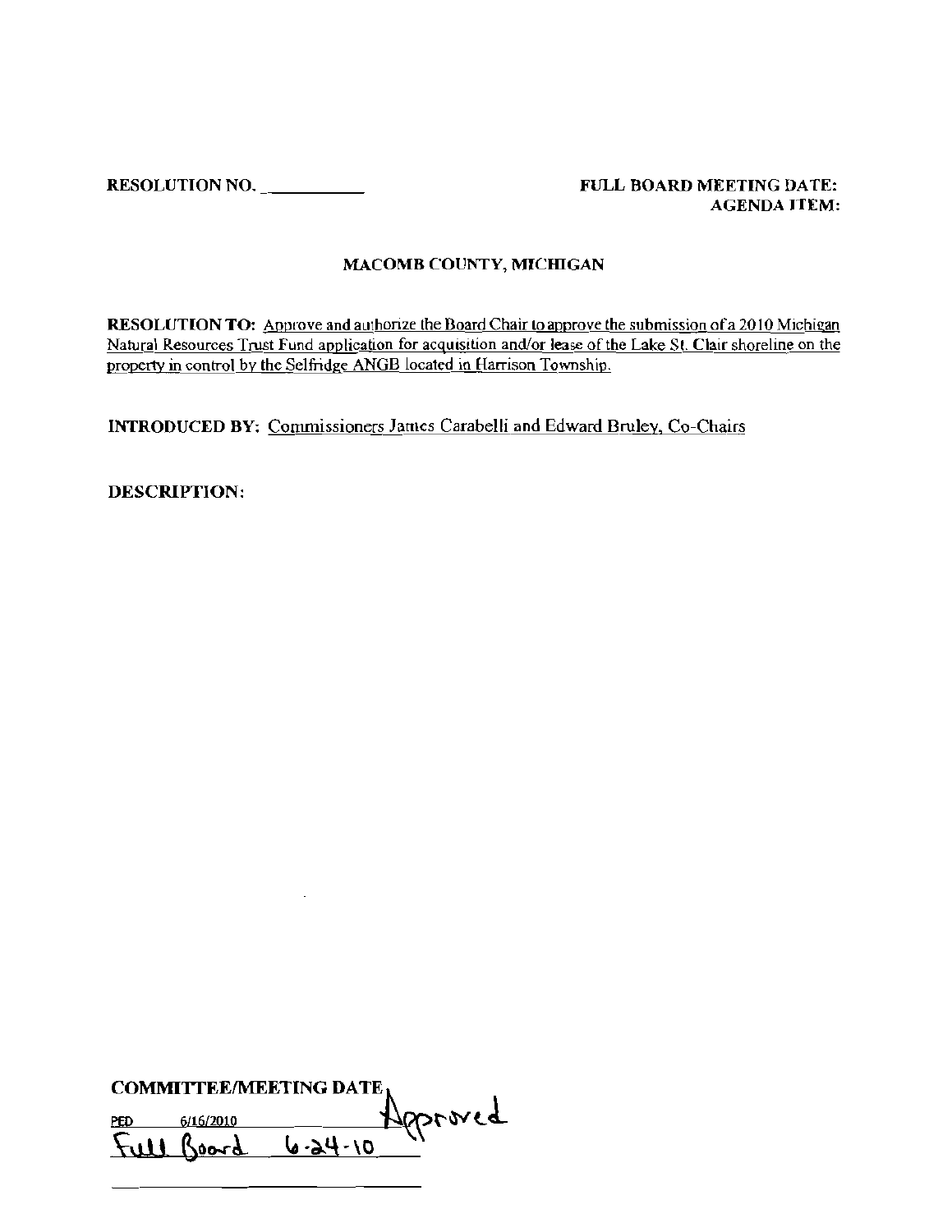RESOLUTION NO. ___________

FULL BOARD MEETING DATE:
AGENDA ITEM:

**MACOMB COUNTY, MICHIGAN**

**RESOLUTION TO:** Approve and authorize the Board Chair to approve the submission of a 2010 Michigan Natural Resources Trust Fund application for acquisition and/or lease of the Lake St. Clair shoreline on the property in control by the Selfridge ANGB located in Harrison Township.

**INTRODUCED BY:** Commissioners James Carabelli and Edward Bruley, Co-Chairs

**DESCRIPTION:**

**COMMITTEE/MEETING DATE**

PED 6/16/2010

Full Board 6-24-10 Approved